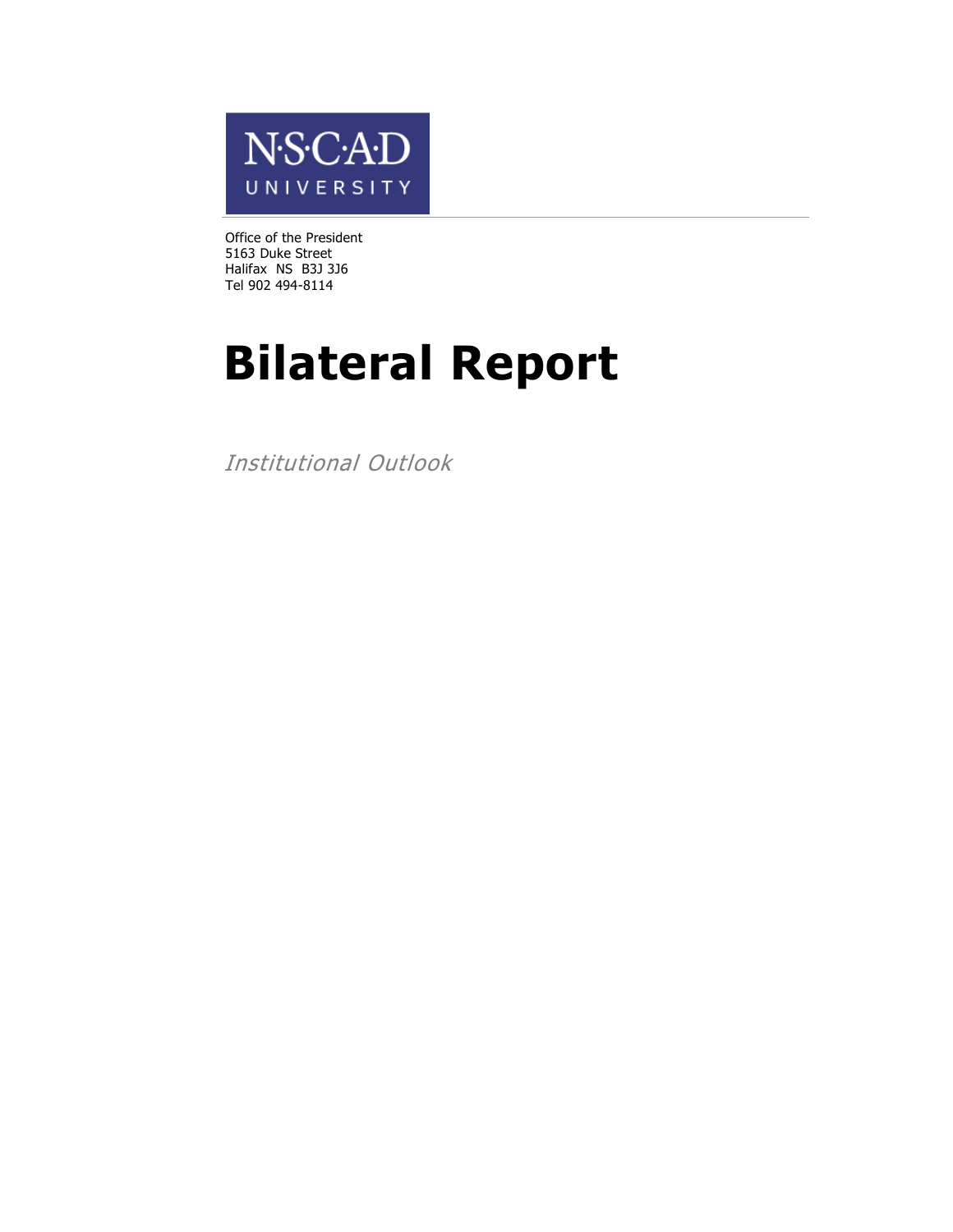NSCAD UNIVERSITY

Office of the President
5163 Duke Street
Halifax NS B3J 3J6
Tel 902 494-8114

# Bilateral Report

*Institutional Outlook*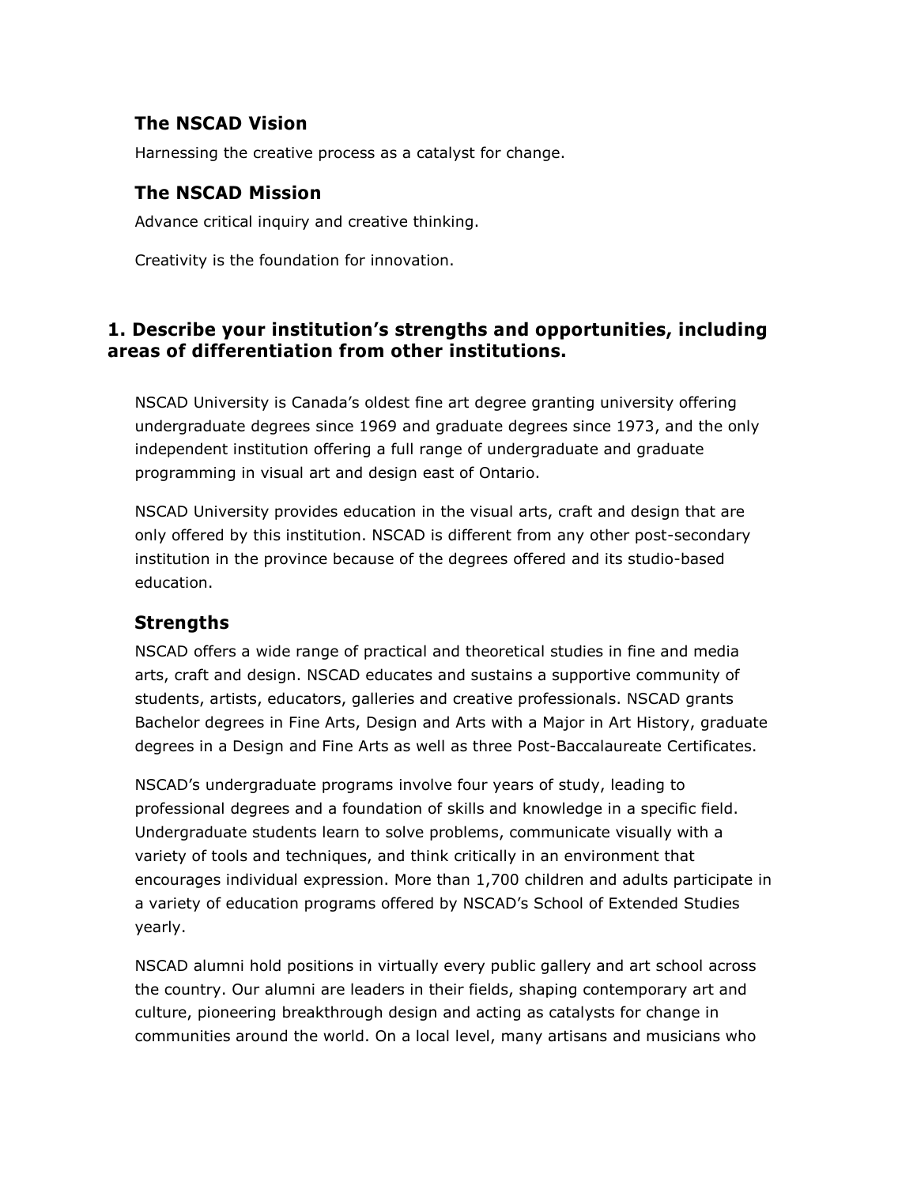## The NSCAD Vision

Harnessing the creative process as a catalyst for change.

## The NSCAD Mission

Advance critical inquiry and creative thinking.

Creativity is the foundation for innovation.

# 1. Describe your institution's strengths and opportunities, including areas of differentiation from other institutions.

NSCAD University is Canada's oldest fine art degree granting university offering undergraduate degrees since 1969 and graduate degrees since 1973, and the only independent institution offering a full range of undergraduate and graduate programming in visual art and design east of Ontario.

NSCAD University provides education in the visual arts, craft and design that are only offered by this institution. NSCAD is different from any other post-secondary institution in the province because of the degrees offered and its studio-based education.

## Strengths

NSCAD offers a wide range of practical and theoretical studies in fine and media arts, craft and design. NSCAD educates and sustains a supportive community of students, artists, educators, galleries and creative professionals. NSCAD grants Bachelor degrees in Fine Arts, Design and Arts with a Major in Art History, graduate degrees in a Design and Fine Arts as well as three Post-Baccalaureate Certificates.

NSCAD's undergraduate programs involve four years of study, leading to professional degrees and a foundation of skills and knowledge in a specific field. Undergraduate students learn to solve problems, communicate visually with a variety of tools and techniques, and think critically in an environment that encourages individual expression. More than 1,700 children and adults participate in a variety of education programs offered by NSCAD's School of Extended Studies yearly.

NSCAD alumni hold positions in virtually every public gallery and art school across the country. Our alumni are leaders in their fields, shaping contemporary art and culture, pioneering breakthrough design and acting as catalysts for change in communities around the world. On a local level, many artisans and musicians who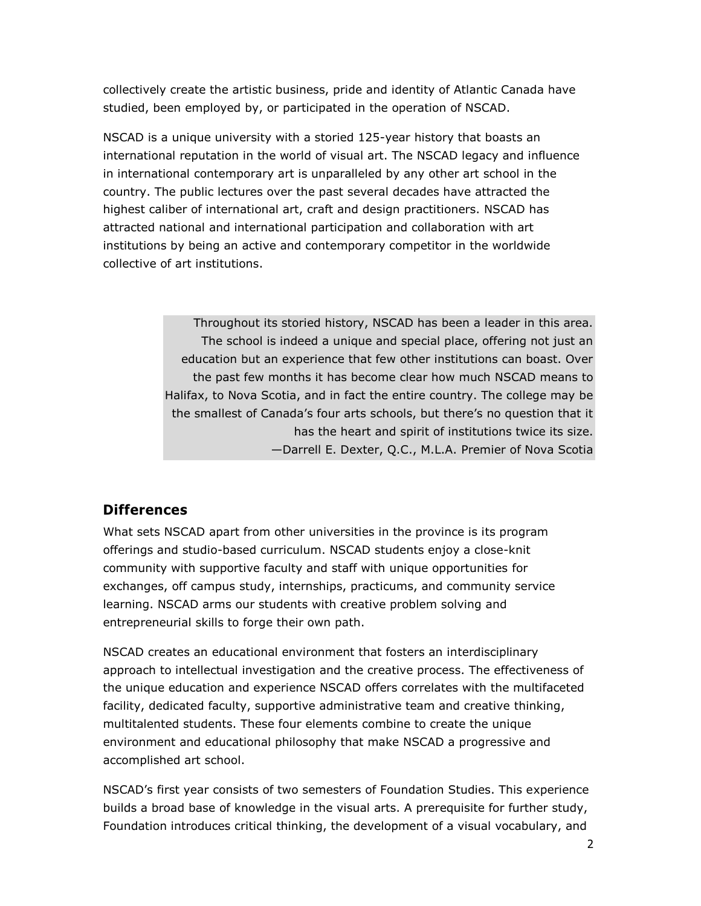collectively create the artistic business, pride and identity of Atlantic Canada have studied, been employed by, or participated in the operation of NSCAD.

NSCAD is a unique university with a storied 125-year history that boasts an international reputation in the world of visual art. The NSCAD legacy and influence in international contemporary art is unparalleled by any other art school in the country. The public lectures over the past several decades have attracted the highest caliber of international art, craft and design practitioners. NSCAD has attracted national and international participation and collaboration with art institutions by being an active and contemporary competitor in the worldwide collective of art institutions.

> Throughout its storied history, NSCAD has been a leader in this area. The school is indeed a unique and special place, offering not just an education but an experience that few other institutions can boast. Over the past few months it has become clear how much NSCAD means to Halifax, to Nova Scotia, and in fact the entire country. The college may be the smallest of Canada's four arts schools, but there's no question that it has the heart and spirit of institutions twice its size.
> —Darrell E. Dexter, Q.C., M.L.A. Premier of Nova Scotia

## Differences

What sets NSCAD apart from other universities in the province is its program offerings and studio-based curriculum. NSCAD students enjoy a close-knit community with supportive faculty and staff with unique opportunities for exchanges, off campus study, internships, practicums, and community service learning. NSCAD arms our students with creative problem solving and entrepreneurial skills to forge their own path.

NSCAD creates an educational environment that fosters an interdisciplinary approach to intellectual investigation and the creative process. The effectiveness of the unique education and experience NSCAD offers correlates with the multifaceted facility, dedicated faculty, supportive administrative team and creative thinking, multitalented students. These four elements combine to create the unique environment and educational philosophy that make NSCAD a progressive and accomplished art school.

NSCAD's first year consists of two semesters of Foundation Studies. This experience builds a broad base of knowledge in the visual arts. A prerequisite for further study, Foundation introduces critical thinking, the development of a visual vocabulary, and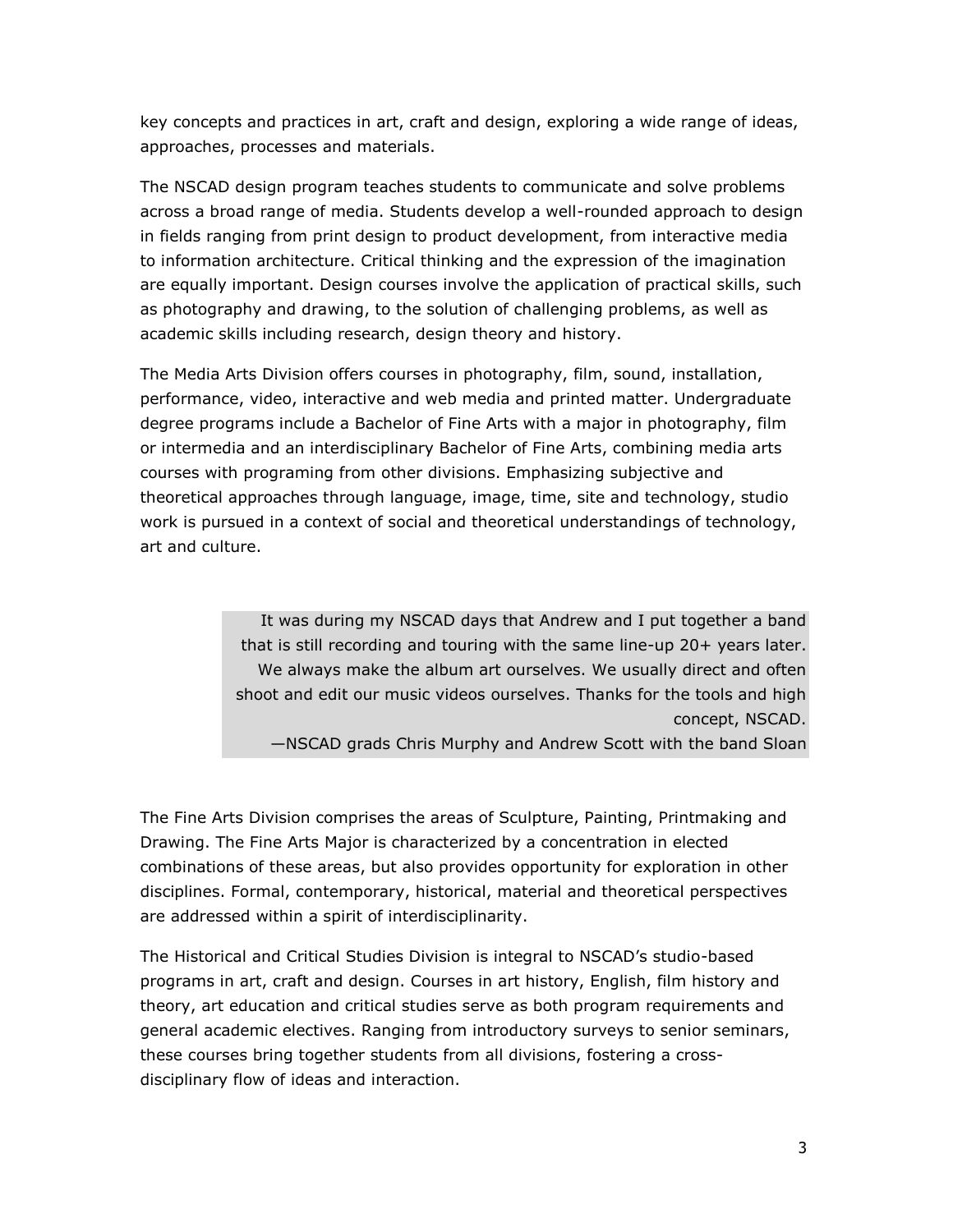key concepts and practices in art, craft and design, exploring a wide range of ideas, approaches, processes and materials.

The NSCAD design program teaches students to communicate and solve problems across a broad range of media. Students develop a well-rounded approach to design in fields ranging from print design to product development, from interactive media to information architecture. Critical thinking and the expression of the imagination are equally important. Design courses involve the application of practical skills, such as photography and drawing, to the solution of challenging problems, as well as academic skills including research, design theory and history.

The Media Arts Division offers courses in photography, film, sound, installation, performance, video, interactive and web media and printed matter. Undergraduate degree programs include a Bachelor of Fine Arts with a major in photography, film or intermedia and an interdisciplinary Bachelor of Fine Arts, combining media arts courses with programing from other divisions. Emphasizing subjective and theoretical approaches through language, image, time, site and technology, studio work is pursued in a context of social and theoretical understandings of technology, art and culture.

> It was during my NSCAD days that Andrew and I put together a band that is still recording and touring with the same line-up 20+ years later. We always make the album art ourselves. We usually direct and often shoot and edit our music videos ourselves. Thanks for the tools and high concept, NSCAD.
>
> —NSCAD grads Chris Murphy and Andrew Scott with the band Sloan

The Fine Arts Division comprises the areas of Sculpture, Painting, Printmaking and Drawing. The Fine Arts Major is characterized by a concentration in elected combinations of these areas, but also provides opportunity for exploration in other disciplines. Formal, contemporary, historical, material and theoretical perspectives are addressed within a spirit of interdisciplinarity.

The Historical and Critical Studies Division is integral to NSCAD's studio-based programs in art, craft and design. Courses in art history, English, film history and theory, art education and critical studies serve as both program requirements and general academic electives. Ranging from introductory surveys to senior seminars, these courses bring together students from all divisions, fostering a cross-disciplinary flow of ideas and interaction.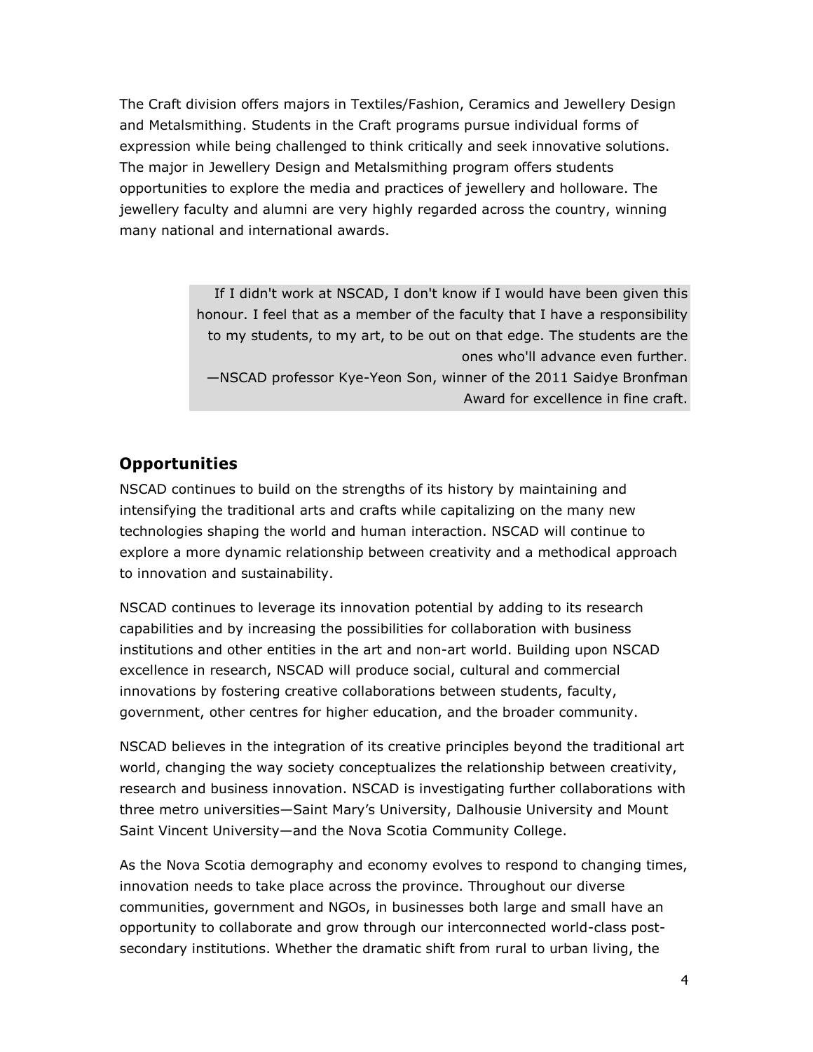The Craft division offers majors in Textiles/Fashion, Ceramics and Jewellery Design and Metalsmithing. Students in the Craft programs pursue individual forms of expression while being challenged to think critically and seek innovative solutions. The major in Jewellery Design and Metalsmithing program offers students opportunities to explore the media and practices of jewellery and holloware. The jewellery faculty and alumni are very highly regarded across the country, winning many national and international awards.

> If I didn't work at NSCAD, I don't know if I would have been given this honour. I feel that as a member of the faculty that I have a responsibility to my students, to my art, to be out on that edge. The students are the ones who'll advance even further.
> —NSCAD professor Kye-Yeon Son, winner of the 2011 Saidye Bronfman Award for excellence in fine craft.

## Opportunities

NSCAD continues to build on the strengths of its history by maintaining and intensifying the traditional arts and crafts while capitalizing on the many new technologies shaping the world and human interaction. NSCAD will continue to explore a more dynamic relationship between creativity and a methodical approach to innovation and sustainability.

NSCAD continues to leverage its innovation potential by adding to its research capabilities and by increasing the possibilities for collaboration with business institutions and other entities in the art and non-art world. Building upon NSCAD excellence in research, NSCAD will produce social, cultural and commercial innovations by fostering creative collaborations between students, faculty, government, other centres for higher education, and the broader community.

NSCAD believes in the integration of its creative principles beyond the traditional art world, changing the way society conceptualizes the relationship between creativity, research and business innovation. NSCAD is investigating further collaborations with three metro universities—Saint Mary's University, Dalhousie University and Mount Saint Vincent University—and the Nova Scotia Community College.

As the Nova Scotia demography and economy evolves to respond to changing times, innovation needs to take place across the province. Throughout our diverse communities, government and NGOs, in businesses both large and small have an opportunity to collaborate and grow through our interconnected world-class post-secondary institutions. Whether the dramatic shift from rural to urban living, the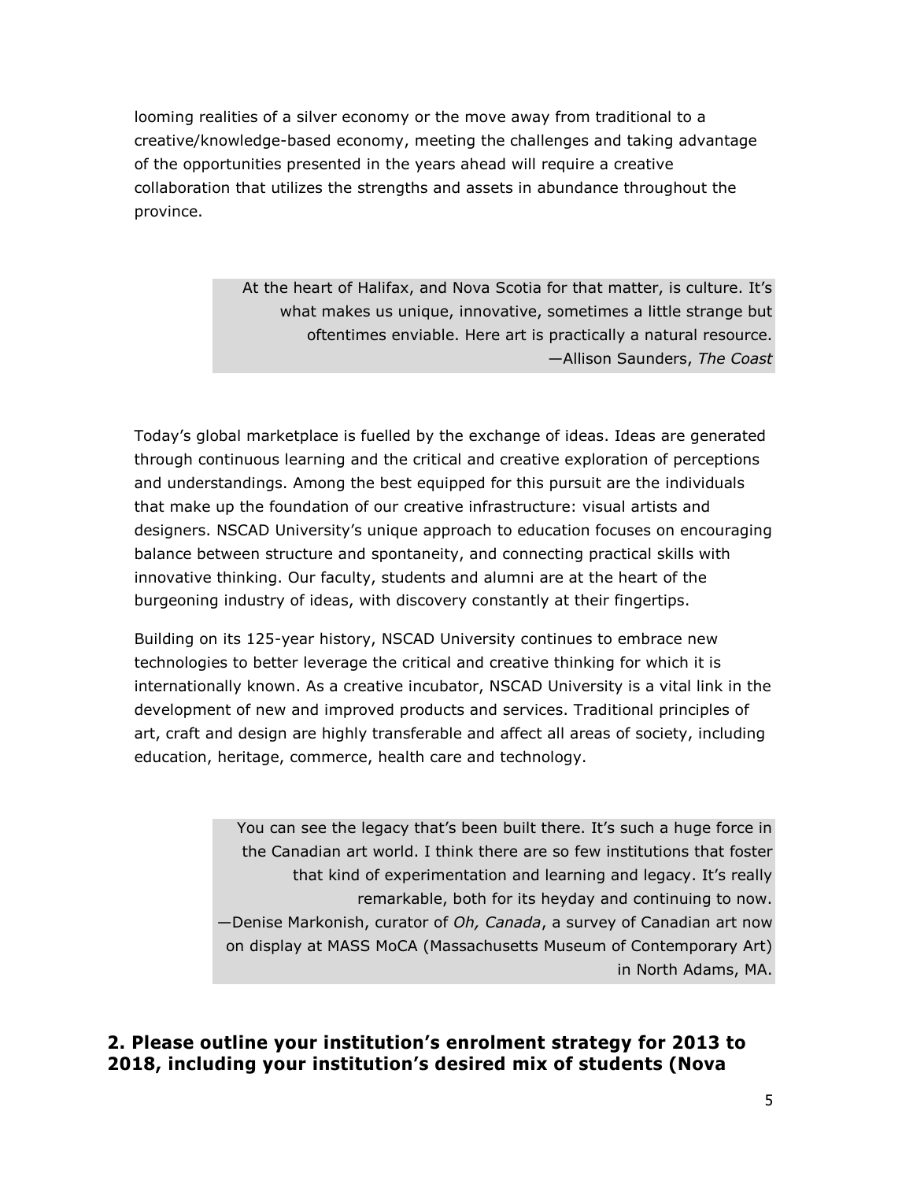looming realities of a silver economy or the move away from traditional to a creative/knowledge-based economy, meeting the challenges and taking advantage of the opportunities presented in the years ahead will require a creative collaboration that utilizes the strengths and assets in abundance throughout the province.

> At the heart of Halifax, and Nova Scotia for that matter, is culture. It's what makes us unique, innovative, sometimes a little strange but oftentimes enviable. Here art is practically a natural resource.
> —Allison Saunders, *The Coast*

Today's global marketplace is fuelled by the exchange of ideas. Ideas are generated through continuous learning and the critical and creative exploration of perceptions and understandings. Among the best equipped for this pursuit are the individuals that make up the foundation of our creative infrastructure: visual artists and designers. NSCAD University's unique approach to education focuses on encouraging balance between structure and spontaneity, and connecting practical skills with innovative thinking. Our faculty, students and alumni are at the heart of the burgeoning industry of ideas, with discovery constantly at their fingertips.

Building on its 125-year history, NSCAD University continues to embrace new technologies to better leverage the critical and creative thinking for which it is internationally known. As a creative incubator, NSCAD University is a vital link in the development of new and improved products and services. Traditional principles of art, craft and design are highly transferable and affect all areas of society, including education, heritage, commerce, health care and technology.

> You can see the legacy that's been built there. It's such a huge force in the Canadian art world. I think there are so few institutions that foster that kind of experimentation and learning and legacy. It's really remarkable, both for its heyday and continuing to now.
> —Denise Markonish, curator of *Oh, Canada*, a survey of Canadian art now on display at MASS MoCA (Massachusetts Museum of Contemporary Art) in North Adams, MA.

## 2. Please outline your institution's enrolment strategy for 2013 to 2018, including your institution's desired mix of students (Nova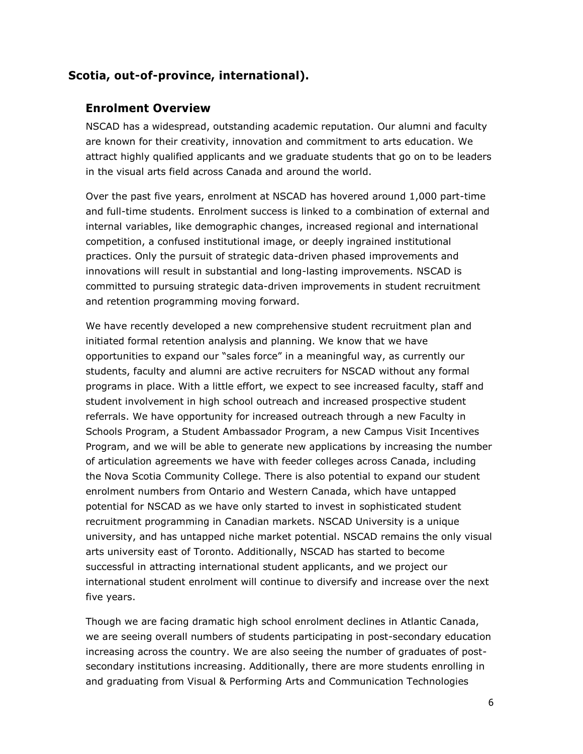**Scotia, out-of-province, international).**

## Enrolment Overview

NSCAD has a widespread, outstanding academic reputation. Our alumni and faculty are known for their creativity, innovation and commitment to arts education. We attract highly qualified applicants and we graduate students that go on to be leaders in the visual arts field across Canada and around the world.

Over the past five years, enrolment at NSCAD has hovered around 1,000 part-time and full-time students. Enrolment success is linked to a combination of external and internal variables, like demographic changes, increased regional and international competition, a confused institutional image, or deeply ingrained institutional practices. Only the pursuit of strategic data-driven phased improvements and innovations will result in substantial and long-lasting improvements. NSCAD is committed to pursuing strategic data-driven improvements in student recruitment and retention programming moving forward.

We have recently developed a new comprehensive student recruitment plan and initiated formal retention analysis and planning. We know that we have opportunities to expand our "sales force" in a meaningful way, as currently our students, faculty and alumni are active recruiters for NSCAD without any formal programs in place. With a little effort, we expect to see increased faculty, staff and student involvement in high school outreach and increased prospective student referrals. We have opportunity for increased outreach through a new Faculty in Schools Program, a Student Ambassador Program, a new Campus Visit Incentives Program, and we will be able to generate new applications by increasing the number of articulation agreements we have with feeder colleges across Canada, including the Nova Scotia Community College. There is also potential to expand our student enrolment numbers from Ontario and Western Canada, which have untapped potential for NSCAD as we have only started to invest in sophisticated student recruitment programming in Canadian markets. NSCAD University is a unique university, and has untapped niche market potential. NSCAD remains the only visual arts university east of Toronto. Additionally, NSCAD has started to become successful in attracting international student applicants, and we project our international student enrolment will continue to diversify and increase over the next five years.

Though we are facing dramatic high school enrolment declines in Atlantic Canada, we are seeing overall numbers of students participating in post-secondary education increasing across the country. We are also seeing the number of graduates of post-secondary institutions increasing. Additionally, there are more students enrolling in and graduating from Visual & Performing Arts and Communication Technologies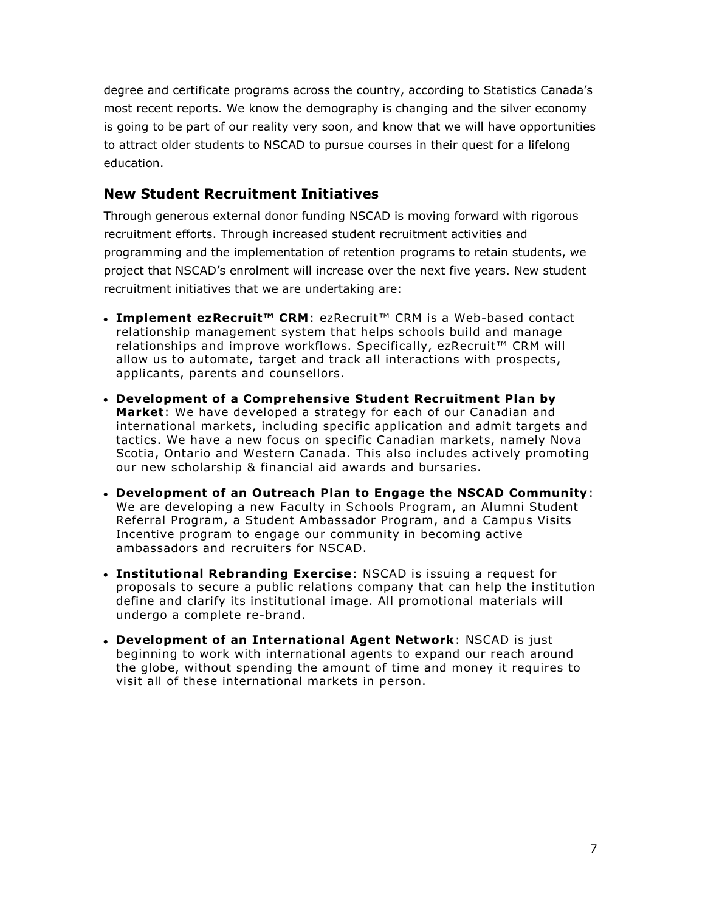degree and certificate programs across the country, according to Statistics Canada's most recent reports. We know the demography is changing and the silver economy is going to be part of our reality very soon, and know that we will have opportunities to attract older students to NSCAD to pursue courses in their quest for a lifelong education.

## New Student Recruitment Initiatives

Through generous external donor funding NSCAD is moving forward with rigorous recruitment efforts. Through increased student recruitment activities and programming and the implementation of retention programs to retain students, we project that NSCAD's enrolment will increase over the next five years. New student recruitment initiatives that we are undertaking are:

- **Implement ezRecruit™ CRM**: ezRecruit™ CRM is a Web-based contact relationship management system that helps schools build and manage relationships and improve workflows. Specifically, ezRecruit™ CRM will allow us to automate, target and track all interactions with prospects, applicants, parents and counsellors.
- **Development of a Comprehensive Student Recruitment Plan by Market**: We have developed a strategy for each of our Canadian and international markets, including specific application and admit targets and tactics. We have a new focus on specific Canadian markets, namely Nova Scotia, Ontario and Western Canada. This also includes actively promoting our new scholarship & financial aid awards and bursaries.
- **Development of an Outreach Plan to Engage the NSCAD Community**: We are developing a new Faculty in Schools Program, an Alumni Student Referral Program, a Student Ambassador Program, and a Campus Visits Incentive program to engage our community in becoming active ambassadors and recruiters for NSCAD.
- **Institutional Rebranding Exercise**: NSCAD is issuing a request for proposals to secure a public relations company that can help the institution define and clarify its institutional image. All promotional materials will undergo a complete re-brand.
- **Development of an International Agent Network**: NSCAD is just beginning to work with international agents to expand our reach around the globe, without spending the amount of time and money it requires to visit all of these international markets in person.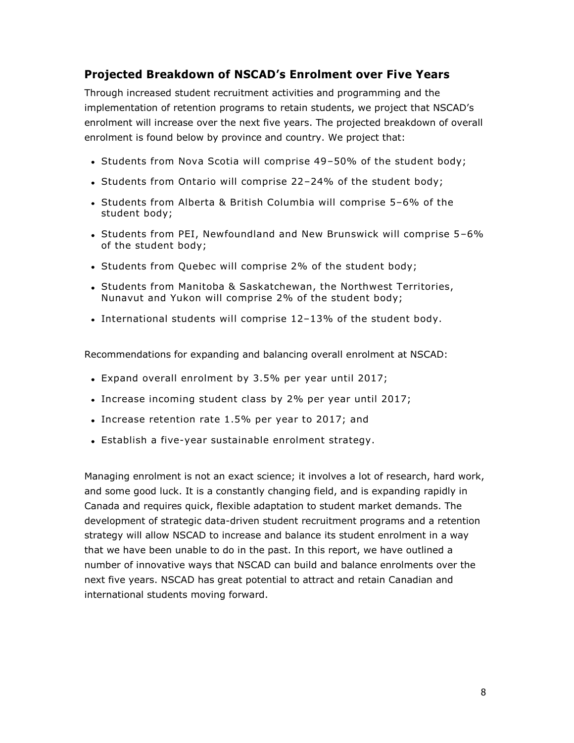## Projected Breakdown of NSCAD's Enrolment over Five Years

Through increased student recruitment activities and programming and the implementation of retention programs to retain students, we project that NSCAD's enrolment will increase over the next five years. The projected breakdown of overall enrolment is found below by province and country. We project that:

- Students from Nova Scotia will comprise 49–50% of the student body;
- Students from Ontario will comprise 22–24% of the student body;
- Students from Alberta & British Columbia will comprise 5–6% of the student body;
- Students from PEI, Newfoundland and New Brunswick will comprise 5–6% of the student body;
- Students from Quebec will comprise 2% of the student body;
- Students from Manitoba & Saskatchewan, the Northwest Territories, Nunavut and Yukon will comprise 2% of the student body;
- International students will comprise 12–13% of the student body.

Recommendations for expanding and balancing overall enrolment at NSCAD:

- Expand overall enrolment by 3.5% per year until 2017;
- Increase incoming student class by 2% per year until 2017;
- Increase retention rate 1.5% per year to 2017; and
- Establish a five-year sustainable enrolment strategy.

Managing enrolment is not an exact science; it involves a lot of research, hard work, and some good luck. It is a constantly changing field, and is expanding rapidly in Canada and requires quick, flexible adaptation to student market demands. The development of strategic data-driven student recruitment programs and a retention strategy will allow NSCAD to increase and balance its student enrolment in a way that we have been unable to do in the past. In this report, we have outlined a number of innovative ways that NSCAD can build and balance enrolments over the next five years. NSCAD has great potential to attract and retain Canadian and international students moving forward.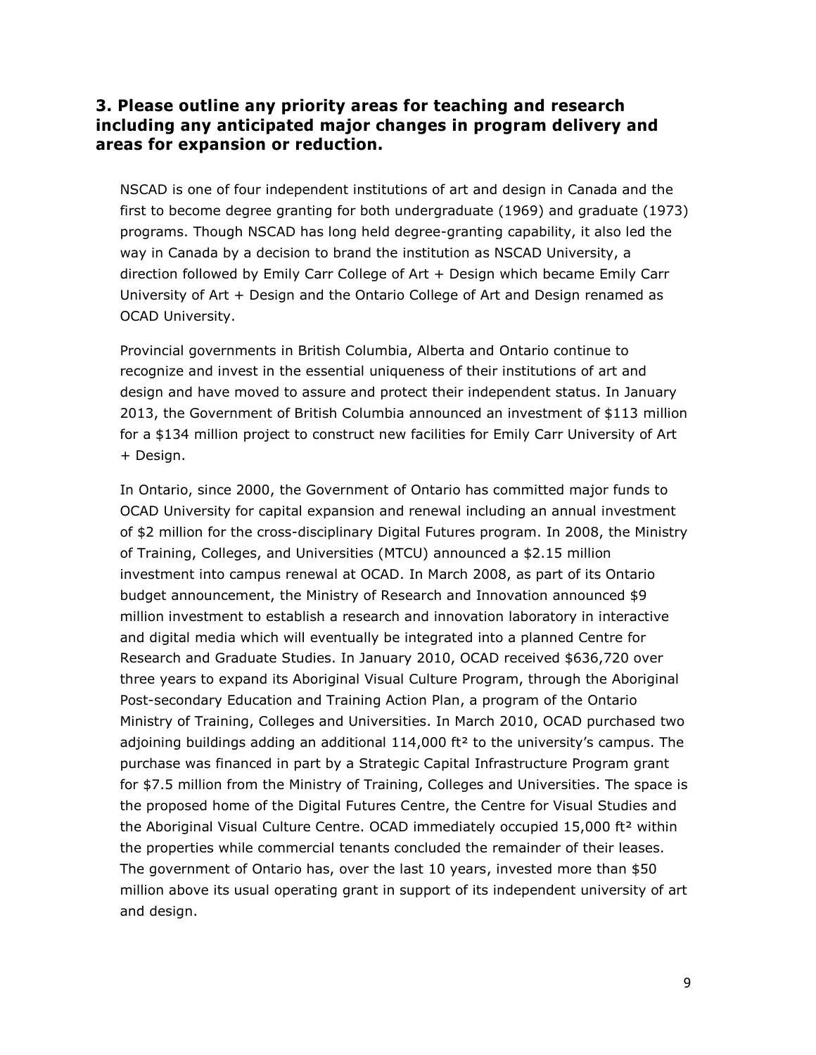### 3. Please outline any priority areas for teaching and research including any anticipated major changes in program delivery and areas for expansion or reduction.

NSCAD is one of four independent institutions of art and design in Canada and the first to become degree granting for both undergraduate (1969) and graduate (1973) programs. Though NSCAD has long held degree-granting capability, it also led the way in Canada by a decision to brand the institution as NSCAD University, a direction followed by Emily Carr College of Art + Design which became Emily Carr University of Art + Design and the Ontario College of Art and Design renamed as OCAD University.

Provincial governments in British Columbia, Alberta and Ontario continue to recognize and invest in the essential uniqueness of their institutions of art and design and have moved to assure and protect their independent status. In January 2013, the Government of British Columbia announced an investment of $113 million for a $134 million project to construct new facilities for Emily Carr University of Art + Design.

In Ontario, since 2000, the Government of Ontario has committed major funds to OCAD University for capital expansion and renewal including an annual investment of $2 million for the cross-disciplinary Digital Futures program. In 2008, the Ministry of Training, Colleges, and Universities (MTCU) announced a $2.15 million investment into campus renewal at OCAD. In March 2008, as part of its Ontario budget announcement, the Ministry of Research and Innovation announced $9 million investment to establish a research and innovation laboratory in interactive and digital media which will eventually be integrated into a planned Centre for Research and Graduate Studies. In January 2010, OCAD received $636,720 over three years to expand its Aboriginal Visual Culture Program, through the Aboriginal Post-secondary Education and Training Action Plan, a program of the Ontario Ministry of Training, Colleges and Universities. In March 2010, OCAD purchased two adjoining buildings adding an additional 114,000 ft² to the university's campus. The purchase was financed in part by a Strategic Capital Infrastructure Program grant for $7.5 million from the Ministry of Training, Colleges and Universities. The space is the proposed home of the Digital Futures Centre, the Centre for Visual Studies and the Aboriginal Visual Culture Centre. OCAD immediately occupied 15,000 ft² within the properties while commercial tenants concluded the remainder of their leases. The government of Ontario has, over the last 10 years, invested more than $50 million above its usual operating grant in support of its independent university of art and design.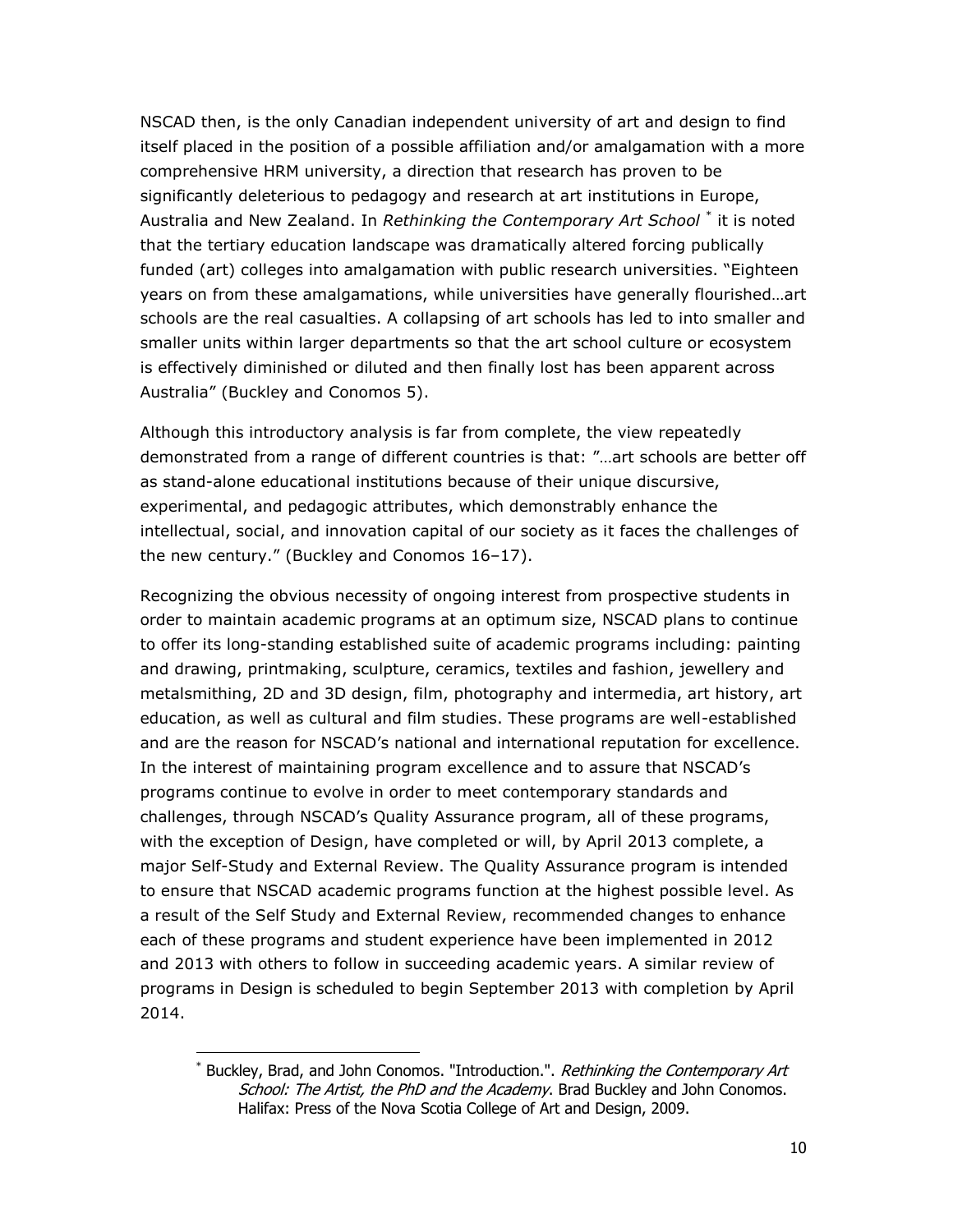NSCAD then, is the only Canadian independent university of art and design to find itself placed in the position of a possible affiliation and/or amalgamation with a more comprehensive HRM university, a direction that research has proven to be significantly deleterious to pedagogy and research at art institutions in Europe, Australia and New Zealand. In *Rethinking the Contemporary Art School* [*] it is noted that the tertiary education landscape was dramatically altered forcing publically funded (art) colleges into amalgamation with public research universities. "Eighteen years on from these amalgamations, while universities have generally flourished…art schools are the real casualties. A collapsing of art schools has led to into smaller and smaller units within larger departments so that the art school culture or ecosystem is effectively diminished or diluted and then finally lost has been apparent across Australia" (Buckley and Conomos 5).

Although this introductory analysis is far from complete, the view repeatedly demonstrated from a range of different countries is that: "…art schools are better off as stand-alone educational institutions because of their unique discursive, experimental, and pedagogic attributes, which demonstrably enhance the intellectual, social, and innovation capital of our society as it faces the challenges of the new century." (Buckley and Conomos 16–17).

Recognizing the obvious necessity of ongoing interest from prospective students in order to maintain academic programs at an optimum size, NSCAD plans to continue to offer its long-standing established suite of academic programs including: painting and drawing, printmaking, sculpture, ceramics, textiles and fashion, jewellery and metalsmithing, 2D and 3D design, film, photography and intermedia, art history, art education, as well as cultural and film studies. These programs are well-established and are the reason for NSCAD's national and international reputation for excellence. In the interest of maintaining program excellence and to assure that NSCAD's programs continue to evolve in order to meet contemporary standards and challenges, through NSCAD's Quality Assurance program, all of these programs, with the exception of Design, have completed or will, by April 2013 complete, a major Self-Study and External Review. The Quality Assurance program is intended to ensure that NSCAD academic programs function at the highest possible level. As a result of the Self Study and External Review, recommended changes to enhance each of these programs and student experience have been implemented in 2012 and 2013 with others to follow in succeeding academic years. A similar review of programs in Design is scheduled to begin September 2013 with completion by April 2014.

---

[*] Buckley, Brad, and John Conomos. "Introduction.". *Rethinking the Contemporary Art School: The Artist, the PhD and the Academy*. Brad Buckley and John Conomos. Halifax: Press of the Nova Scotia College of Art and Design, 2009.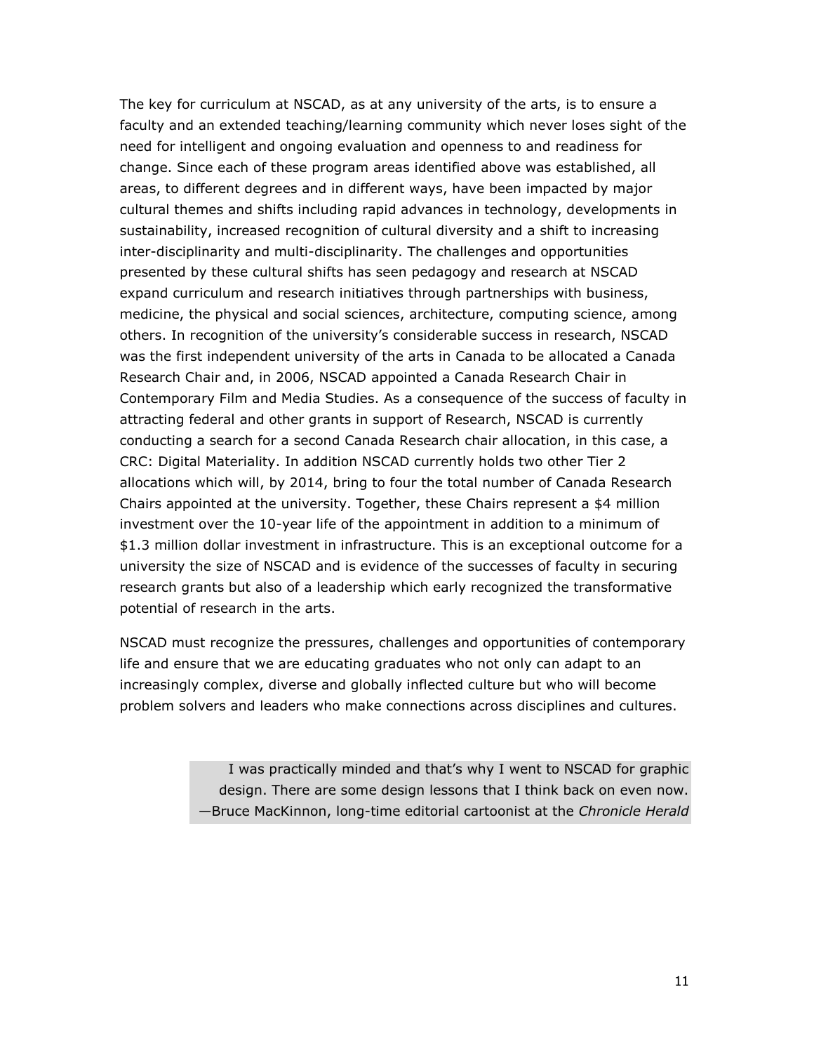The key for curriculum at NSCAD, as at any university of the arts, is to ensure a faculty and an extended teaching/learning community which never loses sight of the need for intelligent and ongoing evaluation and openness to and readiness for change. Since each of these program areas identified above was established, all areas, to different degrees and in different ways, have been impacted by major cultural themes and shifts including rapid advances in technology, developments in sustainability, increased recognition of cultural diversity and a shift to increasing inter-disciplinarity and multi-disciplinarity. The challenges and opportunities presented by these cultural shifts has seen pedagogy and research at NSCAD expand curriculum and research initiatives through partnerships with business, medicine, the physical and social sciences, architecture, computing science, among others. In recognition of the university's considerable success in research, NSCAD was the first independent university of the arts in Canada to be allocated a Canada Research Chair and, in 2006, NSCAD appointed a Canada Research Chair in Contemporary Film and Media Studies. As a consequence of the success of faculty in attracting federal and other grants in support of Research, NSCAD is currently conducting a search for a second Canada Research chair allocation, in this case, a CRC: Digital Materiality. In addition NSCAD currently holds two other Tier 2 allocations which will, by 2014, bring to four the total number of Canada Research Chairs appointed at the university. Together, these Chairs represent a $4 million investment over the 10-year life of the appointment in addition to a minimum of $1.3 million dollar investment in infrastructure. This is an exceptional outcome for a university the size of NSCAD and is evidence of the successes of faculty in securing research grants but also of a leadership which early recognized the transformative potential of research in the arts.

NSCAD must recognize the pressures, challenges and opportunities of contemporary life and ensure that we are educating graduates who not only can adapt to an increasingly complex, diverse and globally inflected culture but who will become problem solvers and leaders who make connections across disciplines and cultures.

> I was practically minded and that's why I went to NSCAD for graphic design. There are some design lessons that I think back on even now.
> —Bruce MacKinnon, long-time editorial cartoonist at the *Chronicle Herald*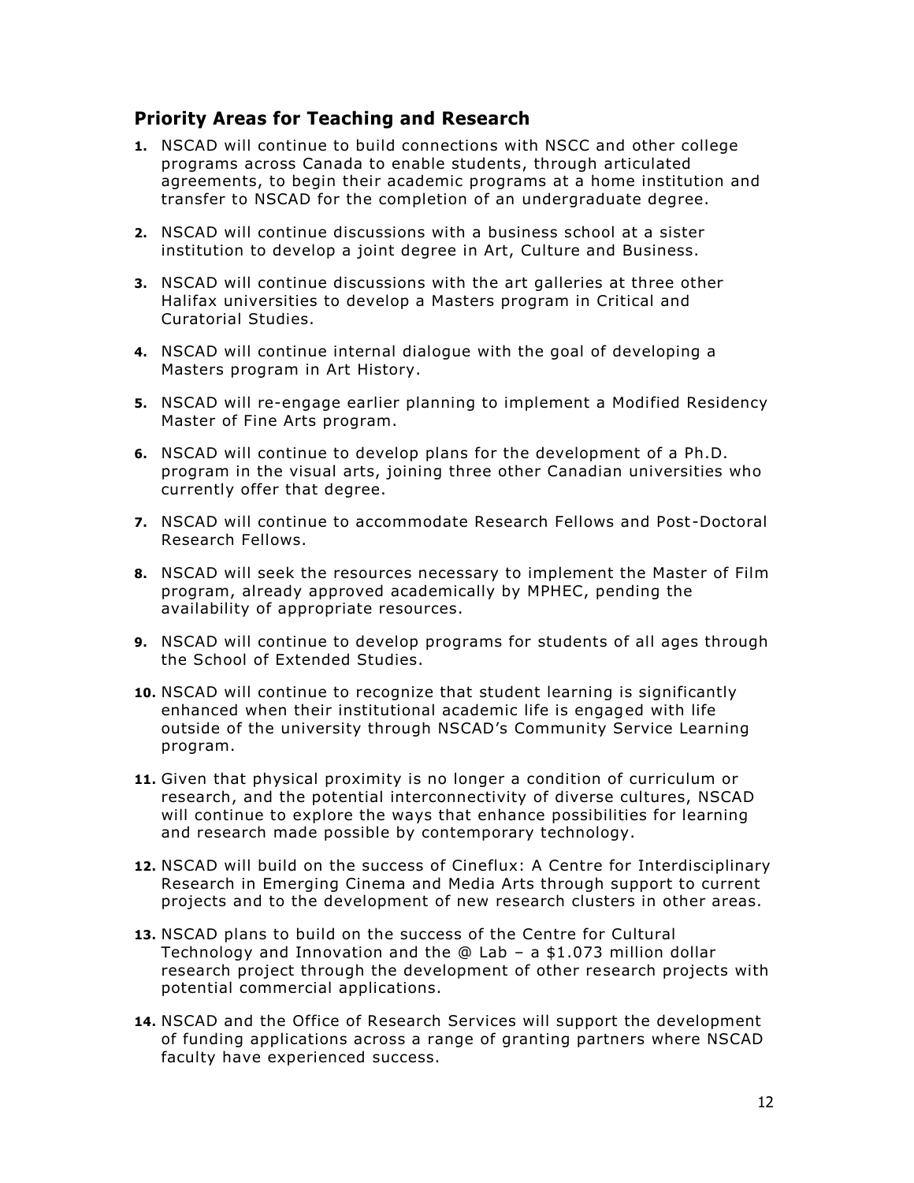## Priority Areas for Teaching and Research

1. NSCAD will continue to build connections with NSCC and other college programs across Canada to enable students, through articulated agreements, to begin their academic programs at a home institution and transfer to NSCAD for the completion of an undergraduate degree.
2. NSCAD will continue discussions with a business school at a sister institution to develop a joint degree in Art, Culture and Business.
3. NSCAD will continue discussions with the art galleries at three other Halifax universities to develop a Masters program in Critical and Curatorial Studies.
4. NSCAD will continue internal dialogue with the goal of developing a Masters program in Art History.
5. NSCAD will re-engage earlier planning to implement a Modified Residency Master of Fine Arts program.
6. NSCAD will continue to develop plans for the development of a Ph.D. program in the visual arts, joining three other Canadian universities who currently offer that degree.
7. NSCAD will continue to accommodate Research Fellows and Post-Doctoral Research Fellows.
8. NSCAD will seek the resources necessary to implement the Master of Film program, already approved academically by MPHEC, pending the availability of appropriate resources.
9. NSCAD will continue to develop programs for students of all ages through the School of Extended Studies.
10. NSCAD will continue to recognize that student learning is significantly enhanced when their institutional academic life is engaged with life outside of the university through NSCAD's Community Service Learning program.
11. Given that physical proximity is no longer a condition of curriculum or research, and the potential interconnectivity of diverse cultures, NSCAD will continue to explore the ways that enhance possibilities for learning and research made possible by contemporary technology.
12. NSCAD will build on the success of Cineflux: A Centre for Interdisciplinary Research in Emerging Cinema and Media Arts through support to current projects and to the development of new research clusters in other areas.
13. NSCAD plans to build on the success of the Centre for Cultural Technology and Innovation and the @ Lab – a $1.073 million dollar research project through the development of other research projects with potential commercial applications.
14. NSCAD and the Office of Research Services will support the development of funding applications across a range of granting partners where NSCAD faculty have experienced success.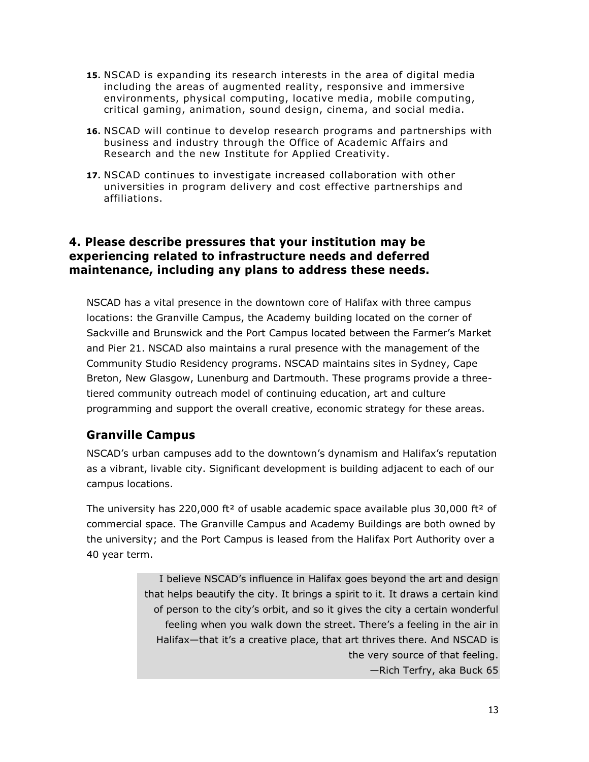15. NSCAD is expanding its research interests in the area of digital media including the areas of augmented reality, responsive and immersive environments, physical computing, locative media, mobile computing, critical gaming, animation, sound design, cinema, and social media.

16. NSCAD will continue to develop research programs and partnerships with business and industry through the Office of Academic Affairs and Research and the new Institute for Applied Creativity.

17. NSCAD continues to investigate increased collaboration with other universities in program delivery and cost effective partnerships and affiliations.

## 4. Please describe pressures that your institution may be experiencing related to infrastructure needs and deferred maintenance, including any plans to address these needs.

NSCAD has a vital presence in the downtown core of Halifax with three campus locations: the Granville Campus, the Academy building located on the corner of Sackville and Brunswick and the Port Campus located between the Farmer's Market and Pier 21. NSCAD also maintains a rural presence with the management of the Community Studio Residency programs. NSCAD maintains sites in Sydney, Cape Breton, New Glasgow, Lunenburg and Dartmouth. These programs provide a three-tiered community outreach model of continuing education, art and culture programming and support the overall creative, economic strategy for these areas.

### Granville Campus

NSCAD's urban campuses add to the downtown's dynamism and Halifax's reputation as a vibrant, livable city. Significant development is building adjacent to each of our campus locations.

The university has 220,000 ft² of usable academic space available plus 30,000 ft² of commercial space. The Granville Campus and Academy Buildings are both owned by the university; and the Port Campus is leased from the Halifax Port Authority over a 40 year term.

> I believe NSCAD's influence in Halifax goes beyond the art and design that helps beautify the city. It brings a spirit to it. It draws a certain kind of person to the city's orbit, and so it gives the city a certain wonderful feeling when you walk down the street. There's a feeling in the air in Halifax—that it's a creative place, that art thrives there. And NSCAD is the very source of that feeling.
>
> —Rich Terfry, aka Buck 65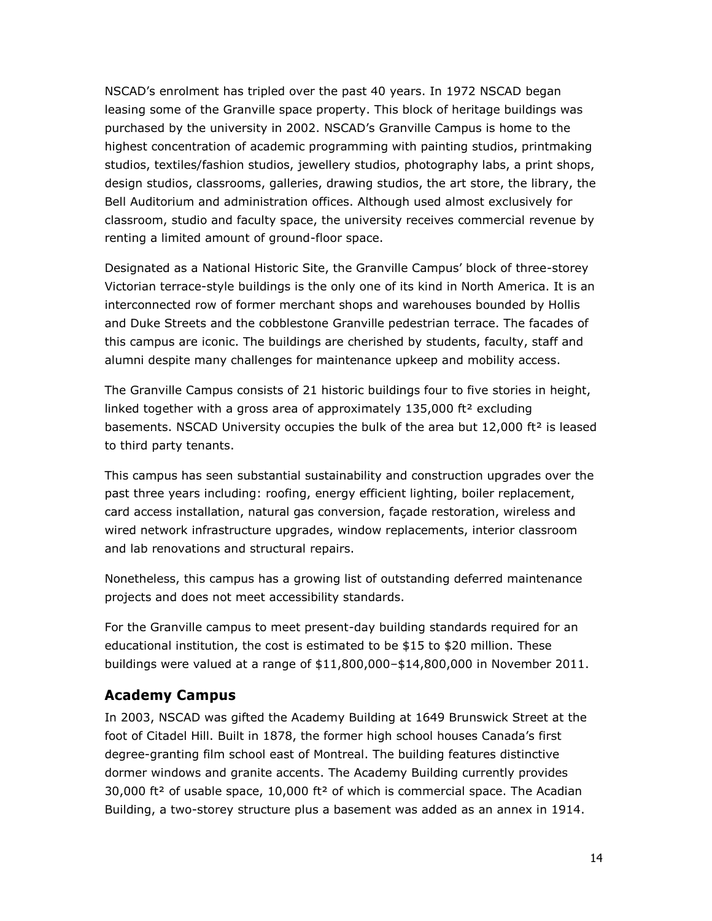NSCAD's enrolment has tripled over the past 40 years. In 1972 NSCAD began leasing some of the Granville space property. This block of heritage buildings was purchased by the university in 2002. NSCAD's Granville Campus is home to the highest concentration of academic programming with painting studios, printmaking studios, textiles/fashion studios, jewellery studios, photography labs, a print shops, design studios, classrooms, galleries, drawing studios, the art store, the library, the Bell Auditorium and administration offices. Although used almost exclusively for classroom, studio and faculty space, the university receives commercial revenue by renting a limited amount of ground-floor space.

Designated as a National Historic Site, the Granville Campus' block of three-storey Victorian terrace-style buildings is the only one of its kind in North America. It is an interconnected row of former merchant shops and warehouses bounded by Hollis and Duke Streets and the cobblestone Granville pedestrian terrace. The facades of this campus are iconic. The buildings are cherished by students, faculty, staff and alumni despite many challenges for maintenance upkeep and mobility access.

The Granville Campus consists of 21 historic buildings four to five stories in height, linked together with a gross area of approximately 135,000 ft² excluding basements. NSCAD University occupies the bulk of the area but 12,000 ft² is leased to third party tenants.

This campus has seen substantial sustainability and construction upgrades over the past three years including: roofing, energy efficient lighting, boiler replacement, card access installation, natural gas conversion, façade restoration, wireless and wired network infrastructure upgrades, window replacements, interior classroom and lab renovations and structural repairs.

Nonetheless, this campus has a growing list of outstanding deferred maintenance projects and does not meet accessibility standards.

For the Granville campus to meet present-day building standards required for an educational institution, the cost is estimated to be $15 to $20 million. These buildings were valued at a range of $11,800,000–$14,800,000 in November 2011.

## Academy Campus

In 2003, NSCAD was gifted the Academy Building at 1649 Brunswick Street at the foot of Citadel Hill. Built in 1878, the former high school houses Canada's first degree-granting film school east of Montreal. The building features distinctive dormer windows and granite accents. The Academy Building currently provides 30,000 ft² of usable space, 10,000 ft² of which is commercial space. The Acadian Building, a two-storey structure plus a basement was added as an annex in 1914.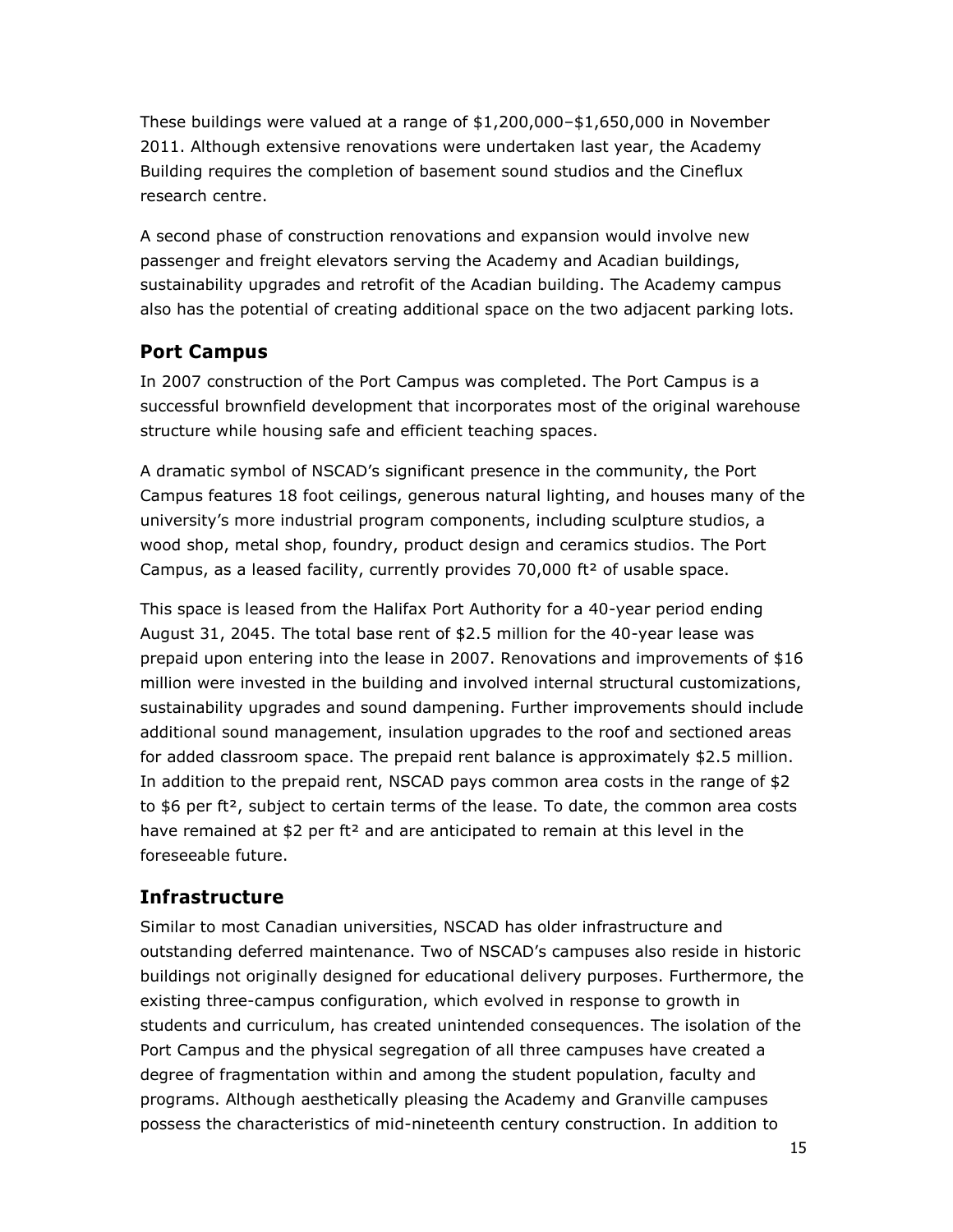These buildings were valued at a range of $1,200,000–$1,650,000 in November 2011. Although extensive renovations were undertaken last year, the Academy Building requires the completion of basement sound studios and the Cineflux research centre.

A second phase of construction renovations and expansion would involve new passenger and freight elevators serving the Academy and Acadian buildings, sustainability upgrades and retrofit of the Acadian building. The Academy campus also has the potential of creating additional space on the two adjacent parking lots.

## Port Campus

In 2007 construction of the Port Campus was completed. The Port Campus is a successful brownfield development that incorporates most of the original warehouse structure while housing safe and efficient teaching spaces.

A dramatic symbol of NSCAD's significant presence in the community, the Port Campus features 18 foot ceilings, generous natural lighting, and houses many of the university's more industrial program components, including sculpture studios, a wood shop, metal shop, foundry, product design and ceramics studios. The Port Campus, as a leased facility, currently provides 70,000 ft² of usable space.

This space is leased from the Halifax Port Authority for a 40-year period ending August 31, 2045. The total base rent of $2.5 million for the 40-year lease was prepaid upon entering into the lease in 2007. Renovations and improvements of $16 million were invested in the building and involved internal structural customizations, sustainability upgrades and sound dampening. Further improvements should include additional sound management, insulation upgrades to the roof and sectioned areas for added classroom space. The prepaid rent balance is approximately $2.5 million. In addition to the prepaid rent, NSCAD pays common area costs in the range of $2 to $6 per ft², subject to certain terms of the lease. To date, the common area costs have remained at $2 per ft² and are anticipated to remain at this level in the foreseeable future.

## Infrastructure

Similar to most Canadian universities, NSCAD has older infrastructure and outstanding deferred maintenance. Two of NSCAD's campuses also reside in historic buildings not originally designed for educational delivery purposes. Furthermore, the existing three-campus configuration, which evolved in response to growth in students and curriculum, has created unintended consequences. The isolation of the Port Campus and the physical segregation of all three campuses have created a degree of fragmentation within and among the student population, faculty and programs. Although aesthetically pleasing the Academy and Granville campuses possess the characteristics of mid-nineteenth century construction. In addition to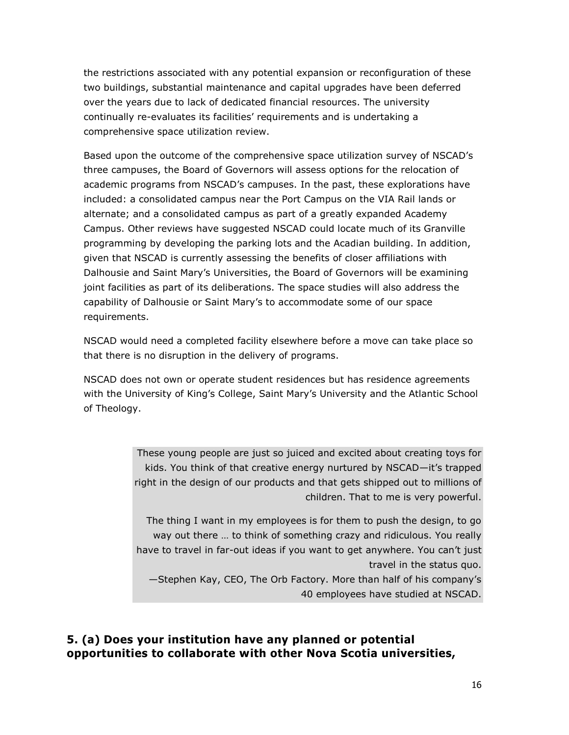the restrictions associated with any potential expansion or reconfiguration of these two buildings, substantial maintenance and capital upgrades have been deferred over the years due to lack of dedicated financial resources. The university continually re-evaluates its facilities' requirements and is undertaking a comprehensive space utilization review.

Based upon the outcome of the comprehensive space utilization survey of NSCAD's three campuses, the Board of Governors will assess options for the relocation of academic programs from NSCAD's campuses. In the past, these explorations have included: a consolidated campus near the Port Campus on the VIA Rail lands or alternate; and a consolidated campus as part of a greatly expanded Academy Campus. Other reviews have suggested NSCAD could locate much of its Granville programming by developing the parking lots and the Acadian building. In addition, given that NSCAD is currently assessing the benefits of closer affiliations with Dalhousie and Saint Mary's Universities, the Board of Governors will be examining joint facilities as part of its deliberations. The space studies will also address the capability of Dalhousie or Saint Mary's to accommodate some of our space requirements.

NSCAD would need a completed facility elsewhere before a move can take place so that there is no disruption in the delivery of programs.

NSCAD does not own or operate student residences but has residence agreements with the University of King's College, Saint Mary's University and the Atlantic School of Theology.

> These young people are just so juiced and excited about creating toys for kids. You think of that creative energy nurtured by NSCAD—it's trapped right in the design of our products and that gets shipped out to millions of children. That to me is very powerful.
>
> The thing I want in my employees is for them to push the design, to go way out there … to think of something crazy and ridiculous. You really have to travel in far-out ideas if you want to get anywhere. You can't just travel in the status quo.
> —Stephen Kay, CEO, The Orb Factory. More than half of his company's 40 employees have studied at NSCAD.

### 5. (a) Does your institution have any planned or potential opportunities to collaborate with other Nova Scotia universities,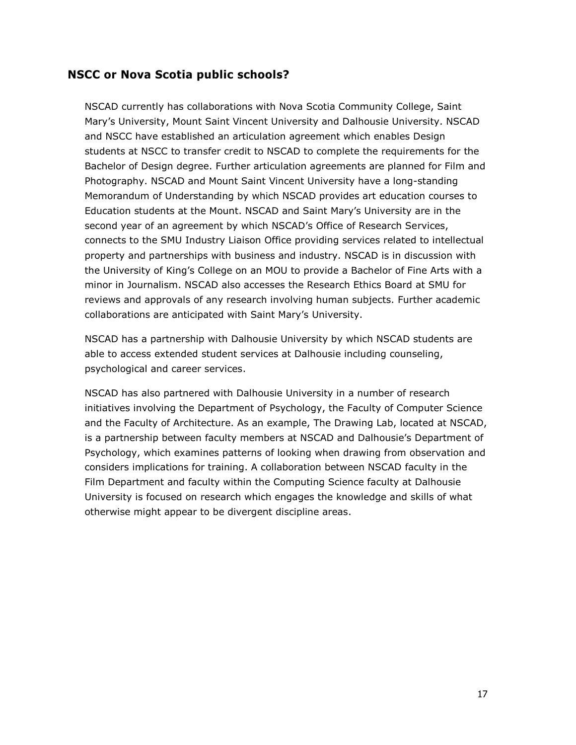## NSCC or Nova Scotia public schools?

NSCAD currently has collaborations with Nova Scotia Community College, Saint Mary's University, Mount Saint Vincent University and Dalhousie University. NSCAD and NSCC have established an articulation agreement which enables Design students at NSCC to transfer credit to NSCAD to complete the requirements for the Bachelor of Design degree. Further articulation agreements are planned for Film and Photography. NSCAD and Mount Saint Vincent University have a long-standing Memorandum of Understanding by which NSCAD provides art education courses to Education students at the Mount. NSCAD and Saint Mary's University are in the second year of an agreement by which NSCAD's Office of Research Services, connects to the SMU Industry Liaison Office providing services related to intellectual property and partnerships with business and industry. NSCAD is in discussion with the University of King's College on an MOU to provide a Bachelor of Fine Arts with a minor in Journalism. NSCAD also accesses the Research Ethics Board at SMU for reviews and approvals of any research involving human subjects. Further academic collaborations are anticipated with Saint Mary's University.

NSCAD has a partnership with Dalhousie University by which NSCAD students are able to access extended student services at Dalhousie including counseling, psychological and career services.

NSCAD has also partnered with Dalhousie University in a number of research initiatives involving the Department of Psychology, the Faculty of Computer Science and the Faculty of Architecture. As an example, The Drawing Lab, located at NSCAD, is a partnership between faculty members at NSCAD and Dalhousie's Department of Psychology, which examines patterns of looking when drawing from observation and considers implications for training. A collaboration between NSCAD faculty in the Film Department and faculty within the Computing Science faculty at Dalhousie University is focused on research which engages the knowledge and skills of what otherwise might appear to be divergent discipline areas.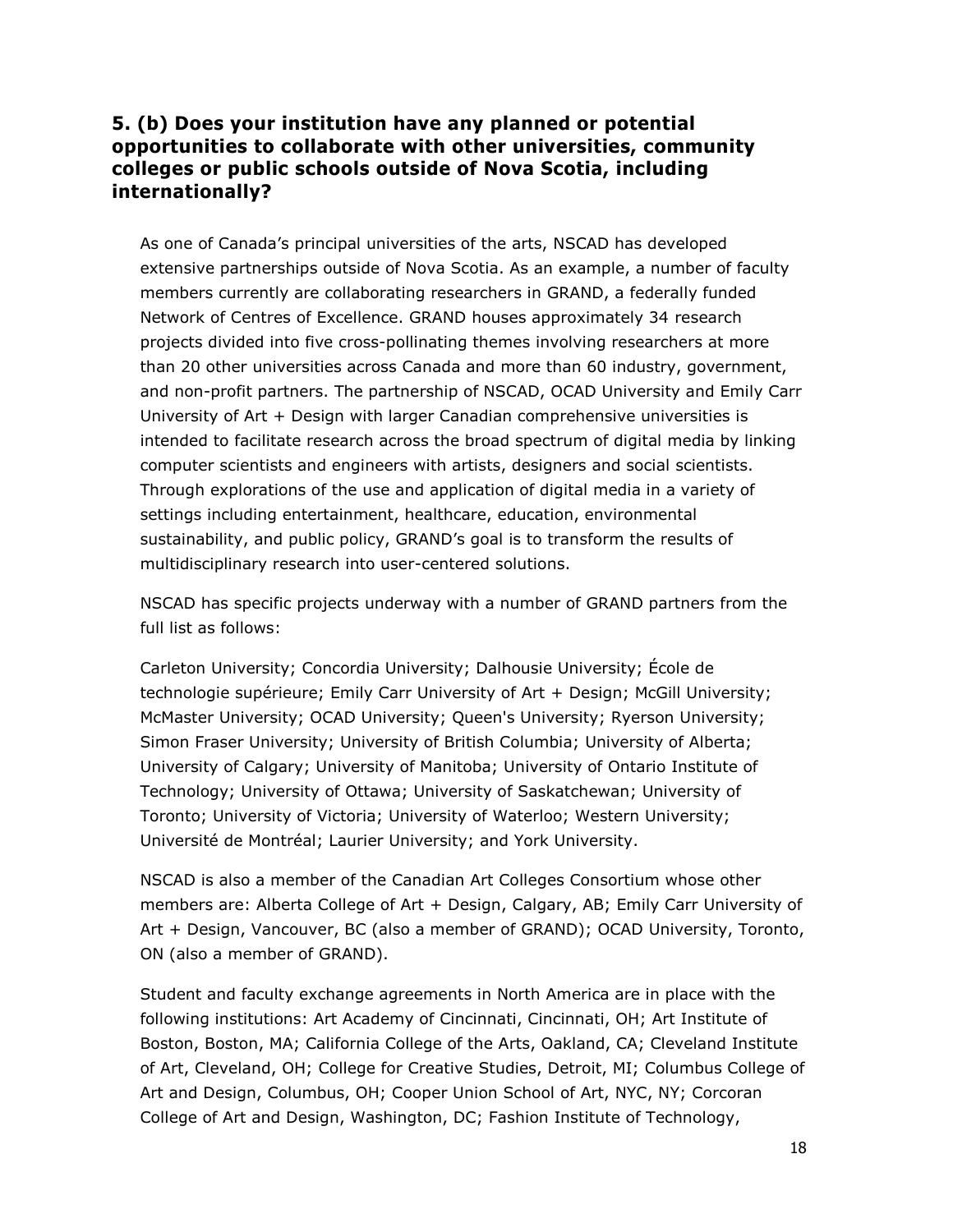### 5. (b) Does your institution have any planned or potential opportunities to collaborate with other universities, community colleges or public schools outside of Nova Scotia, including internationally?

As one of Canada's principal universities of the arts, NSCAD has developed extensive partnerships outside of Nova Scotia. As an example, a number of faculty members currently are collaborating researchers in GRAND, a federally funded Network of Centres of Excellence. GRAND houses approximately 34 research projects divided into five cross-pollinating themes involving researchers at more than 20 other universities across Canada and more than 60 industry, government, and non-profit partners. The partnership of NSCAD, OCAD University and Emily Carr University of Art + Design with larger Canadian comprehensive universities is intended to facilitate research across the broad spectrum of digital media by linking computer scientists and engineers with artists, designers and social scientists. Through explorations of the use and application of digital media in a variety of settings including entertainment, healthcare, education, environmental sustainability, and public policy, GRAND's goal is to transform the results of multidisciplinary research into user-centered solutions.

NSCAD has specific projects underway with a number of GRAND partners from the full list as follows:

Carleton University; Concordia University; Dalhousie University; École de technologie supérieure; Emily Carr University of Art + Design; McGill University; McMaster University; OCAD University; Queen's University; Ryerson University; Simon Fraser University; University of British Columbia; University of Alberta; University of Calgary; University of Manitoba; University of Ontario Institute of Technology; University of Ottawa; University of Saskatchewan; University of Toronto; University of Victoria; University of Waterloo; Western University; Université de Montréal; Laurier University; and York University.

NSCAD is also a member of the Canadian Art Colleges Consortium whose other members are: Alberta College of Art + Design, Calgary, AB; Emily Carr University of Art + Design, Vancouver, BC (also a member of GRAND); OCAD University, Toronto, ON (also a member of GRAND).

Student and faculty exchange agreements in North America are in place with the following institutions: Art Academy of Cincinnati, Cincinnati, OH; Art Institute of Boston, Boston, MA; California College of the Arts, Oakland, CA; Cleveland Institute of Art, Cleveland, OH; College for Creative Studies, Detroit, MI; Columbus College of Art and Design, Columbus, OH; Cooper Union School of Art, NYC, NY; Corcoran College of Art and Design, Washington, DC; Fashion Institute of Technology,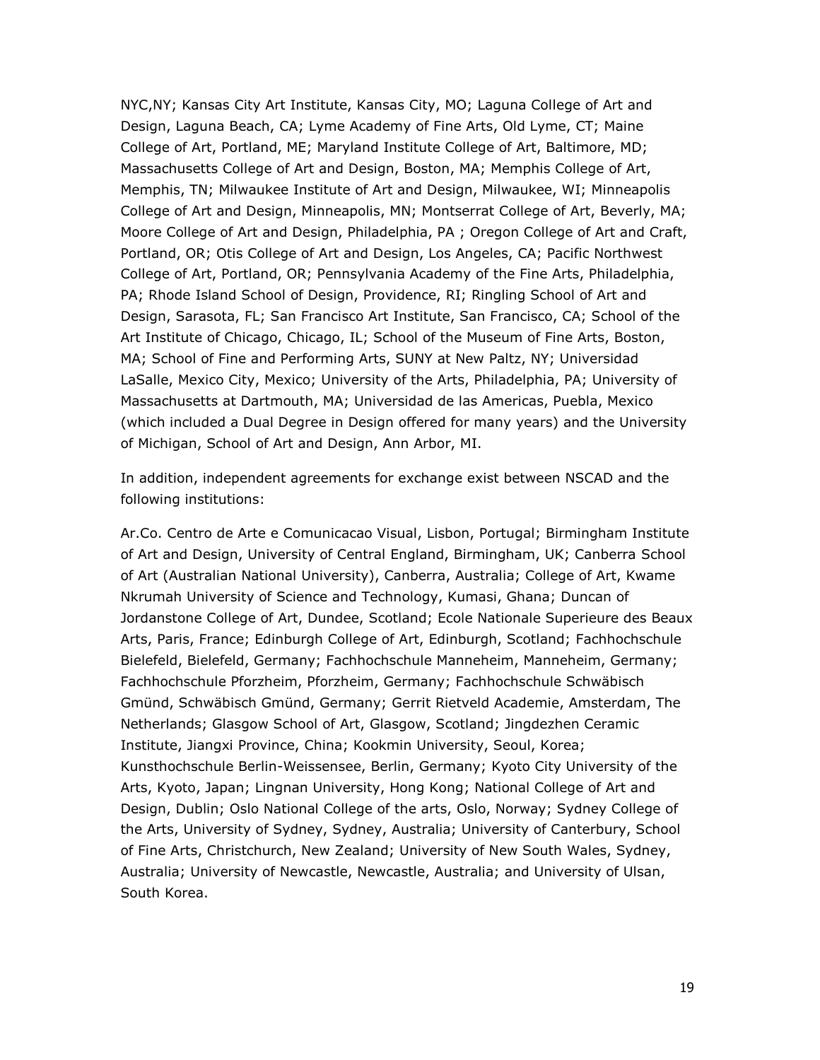NYC,NY; Kansas City Art Institute, Kansas City, MO; Laguna College of Art and Design, Laguna Beach, CA; Lyme Academy of Fine Arts, Old Lyme, CT; Maine College of Art, Portland, ME; Maryland Institute College of Art, Baltimore, MD; Massachusetts College of Art and Design, Boston, MA; Memphis College of Art, Memphis, TN; Milwaukee Institute of Art and Design, Milwaukee, WI; Minneapolis College of Art and Design, Minneapolis, MN; Montserrat College of Art, Beverly, MA; Moore College of Art and Design, Philadelphia, PA ; Oregon College of Art and Craft, Portland, OR; Otis College of Art and Design, Los Angeles, CA; Pacific Northwest College of Art, Portland, OR; Pennsylvania Academy of the Fine Arts, Philadelphia, PA; Rhode Island School of Design, Providence, RI; Ringling School of Art and Design, Sarasota, FL; San Francisco Art Institute, San Francisco, CA; School of the Art Institute of Chicago, Chicago, IL; School of the Museum of Fine Arts, Boston, MA; School of Fine and Performing Arts, SUNY at New Paltz, NY; Universidad LaSalle, Mexico City, Mexico; University of the Arts, Philadelphia, PA; University of Massachusetts at Dartmouth, MA; Universidad de las Americas, Puebla, Mexico (which included a Dual Degree in Design offered for many years) and the University of Michigan, School of Art and Design, Ann Arbor, MI.

In addition, independent agreements for exchange exist between NSCAD and the following institutions:

Ar.Co. Centro de Arte e Comunicacao Visual, Lisbon, Portugal; Birmingham Institute of Art and Design, University of Central England, Birmingham, UK; Canberra School of Art (Australian National University), Canberra, Australia; College of Art, Kwame Nkrumah University of Science and Technology, Kumasi, Ghana; Duncan of Jordanstone College of Art, Dundee, Scotland; Ecole Nationale Superieure des Beaux Arts, Paris, France; Edinburgh College of Art, Edinburgh, Scotland; Fachhochschule Bielefeld, Bielefeld, Germany; Fachhochschule Manneheim, Manneheim, Germany; Fachhochschule Pforzheim, Pforzheim, Germany; Fachhochschule Schwäbisch Gmünd, Schwäbisch Gmünd, Germany; Gerrit Rietveld Academie, Amsterdam, The Netherlands; Glasgow School of Art, Glasgow, Scotland; Jingdezhen Ceramic Institute, Jiangxi Province, China; Kookmin University, Seoul, Korea; Kunsthochschule Berlin-Weissensee, Berlin, Germany; Kyoto City University of the Arts, Kyoto, Japan; Lingnan University, Hong Kong; National College of Art and Design, Dublin; Oslo National College of the arts, Oslo, Norway; Sydney College of the Arts, University of Sydney, Sydney, Australia; University of Canterbury, School of Fine Arts, Christchurch, New Zealand; University of New South Wales, Sydney, Australia; University of Newcastle, Newcastle, Australia; and University of Ulsan, South Korea.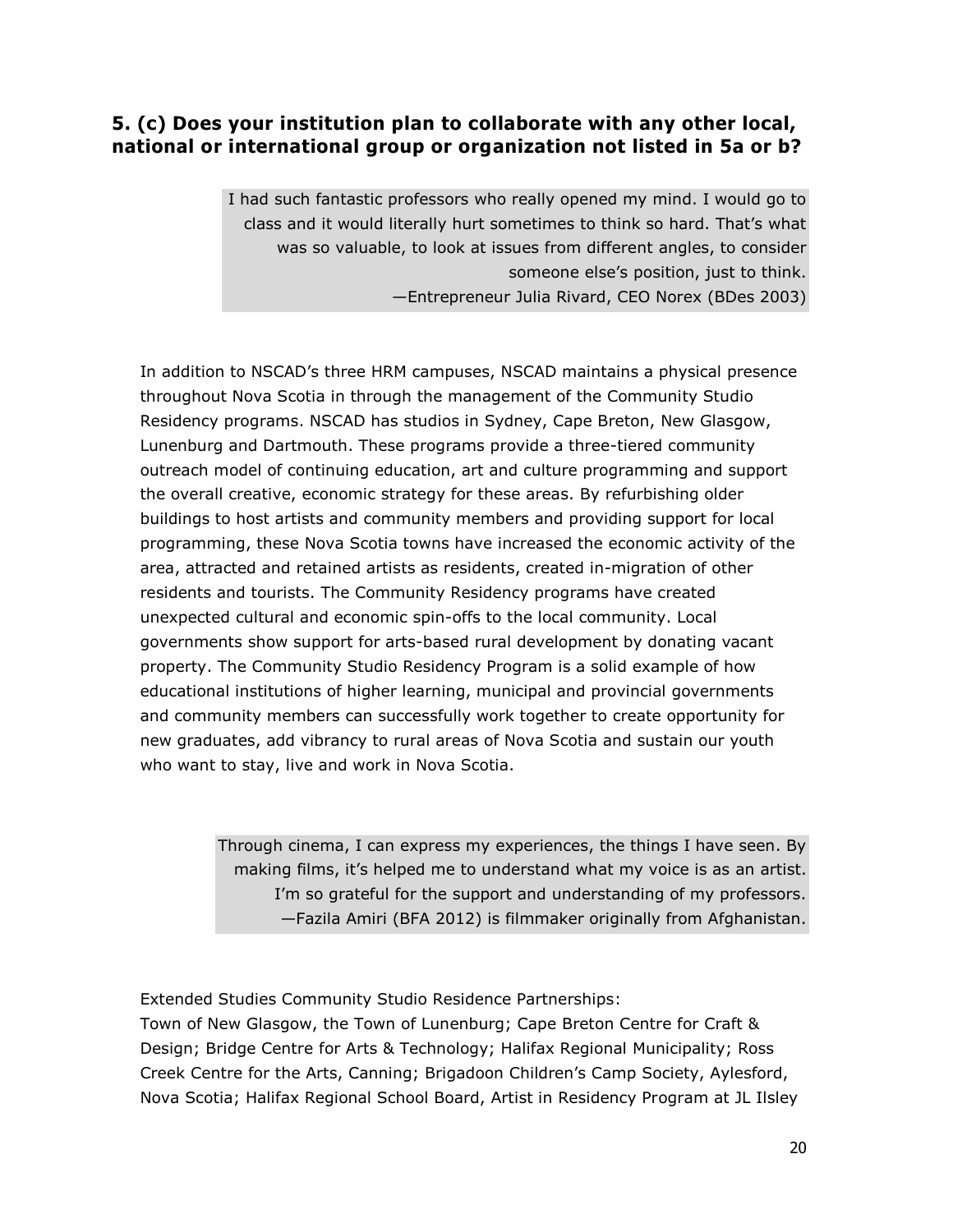## 5. (c) Does your institution plan to collaborate with any other local, national or international group or organization not listed in 5a or b?

> I had such fantastic professors who really opened my mind. I would go to class and it would literally hurt sometimes to think so hard. That's what was so valuable, to look at issues from different angles, to consider someone else's position, just to think.
> —Entrepreneur Julia Rivard, CEO Norex (BDes 2003)

In addition to NSCAD's three HRM campuses, NSCAD maintains a physical presence throughout Nova Scotia in through the management of the Community Studio Residency programs. NSCAD has studios in Sydney, Cape Breton, New Glasgow, Lunenburg and Dartmouth. These programs provide a three-tiered community outreach model of continuing education, art and culture programming and support the overall creative, economic strategy for these areas. By refurbishing older buildings to host artists and community members and providing support for local programming, these Nova Scotia towns have increased the economic activity of the area, attracted and retained artists as residents, created in-migration of other residents and tourists. The Community Residency programs have created unexpected cultural and economic spin-offs to the local community. Local governments show support for arts-based rural development by donating vacant property. The Community Studio Residency Program is a solid example of how educational institutions of higher learning, municipal and provincial governments and community members can successfully work together to create opportunity for new graduates, add vibrancy to rural areas of Nova Scotia and sustain our youth who want to stay, live and work in Nova Scotia.

> Through cinema, I can express my experiences, the things I have seen. By making films, it's helped me to understand what my voice is as an artist. I'm so grateful for the support and understanding of my professors.
> —Fazila Amiri (BFA 2012) is filmmaker originally from Afghanistan.

Extended Studies Community Studio Residence Partnerships:
Town of New Glasgow, the Town of Lunenburg; Cape Breton Centre for Craft & Design; Bridge Centre for Arts & Technology; Halifax Regional Municipality; Ross Creek Centre for the Arts, Canning; Brigadoon Children's Camp Society, Aylesford, Nova Scotia; Halifax Regional School Board, Artist in Residency Program at JL Ilsley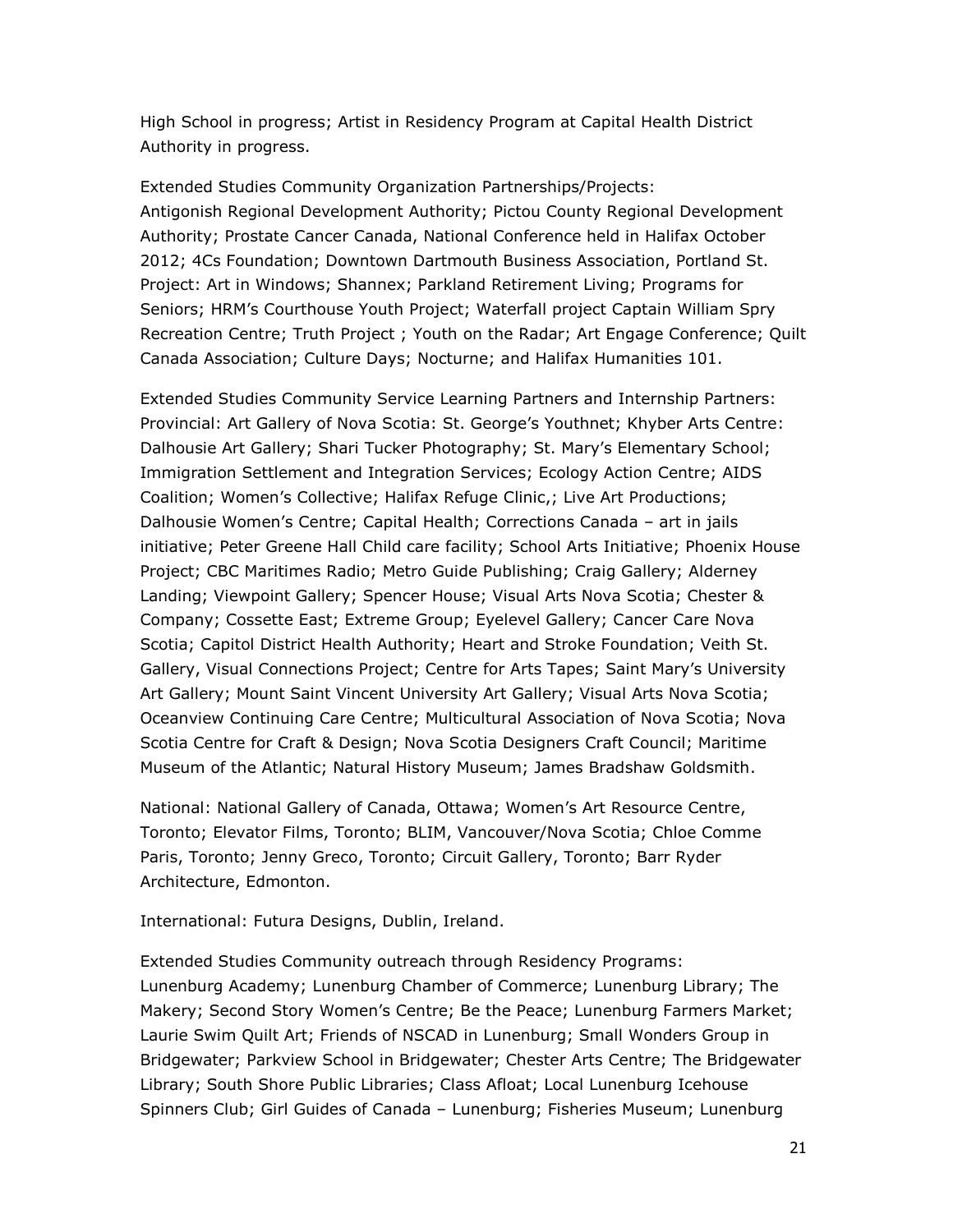High School in progress; Artist in Residency Program at Capital Health District Authority in progress.

Extended Studies Community Organization Partnerships/Projects:
Antigonish Regional Development Authority; Pictou County Regional Development Authority; Prostate Cancer Canada, National Conference held in Halifax October 2012; 4Cs Foundation; Downtown Dartmouth Business Association, Portland St. Project: Art in Windows; Shannex; Parkland Retirement Living; Programs for Seniors; HRM's Courthouse Youth Project; Waterfall project Captain William Spry Recreation Centre; Truth Project ; Youth on the Radar; Art Engage Conference; Quilt Canada Association; Culture Days; Nocturne; and Halifax Humanities 101.

Extended Studies Community Service Learning Partners and Internship Partners:
Provincial: Art Gallery of Nova Scotia: St. George's Youthnet; Khyber Arts Centre: Dalhousie Art Gallery; Shari Tucker Photography; St. Mary's Elementary School; Immigration Settlement and Integration Services; Ecology Action Centre; AIDS Coalition; Women's Collective; Halifax Refuge Clinic,; Live Art Productions; Dalhousie Women's Centre; Capital Health; Corrections Canada – art in jails initiative; Peter Greene Hall Child care facility; School Arts Initiative; Phoenix House Project; CBC Maritimes Radio; Metro Guide Publishing; Craig Gallery; Alderney Landing; Viewpoint Gallery; Spencer House; Visual Arts Nova Scotia; Chester & Company; Cossette East; Extreme Group; Eyelevel Gallery; Cancer Care Nova Scotia; Capitol District Health Authority; Heart and Stroke Foundation; Veith St. Gallery, Visual Connections Project; Centre for Arts Tapes; Saint Mary's University Art Gallery; Mount Saint Vincent University Art Gallery; Visual Arts Nova Scotia; Oceanview Continuing Care Centre; Multicultural Association of Nova Scotia; Nova Scotia Centre for Craft & Design; Nova Scotia Designers Craft Council; Maritime Museum of the Atlantic; Natural History Museum; James Bradshaw Goldsmith.

National: National Gallery of Canada, Ottawa; Women's Art Resource Centre, Toronto; Elevator Films, Toronto; BLIM, Vancouver/Nova Scotia; Chloe Comme Paris, Toronto; Jenny Greco, Toronto; Circuit Gallery, Toronto; Barr Ryder Architecture, Edmonton.

International: Futura Designs, Dublin, Ireland.

Extended Studies Community outreach through Residency Programs:
Lunenburg Academy; Lunenburg Chamber of Commerce; Lunenburg Library; The Makery; Second Story Women's Centre; Be the Peace; Lunenburg Farmers Market; Laurie Swim Quilt Art; Friends of NSCAD in Lunenburg; Small Wonders Group in Bridgewater; Parkview School in Bridgewater; Chester Arts Centre; The Bridgewater Library; South Shore Public Libraries; Class Afloat; Local Lunenburg Icehouse Spinners Club; Girl Guides of Canada – Lunenburg; Fisheries Museum; Lunenburg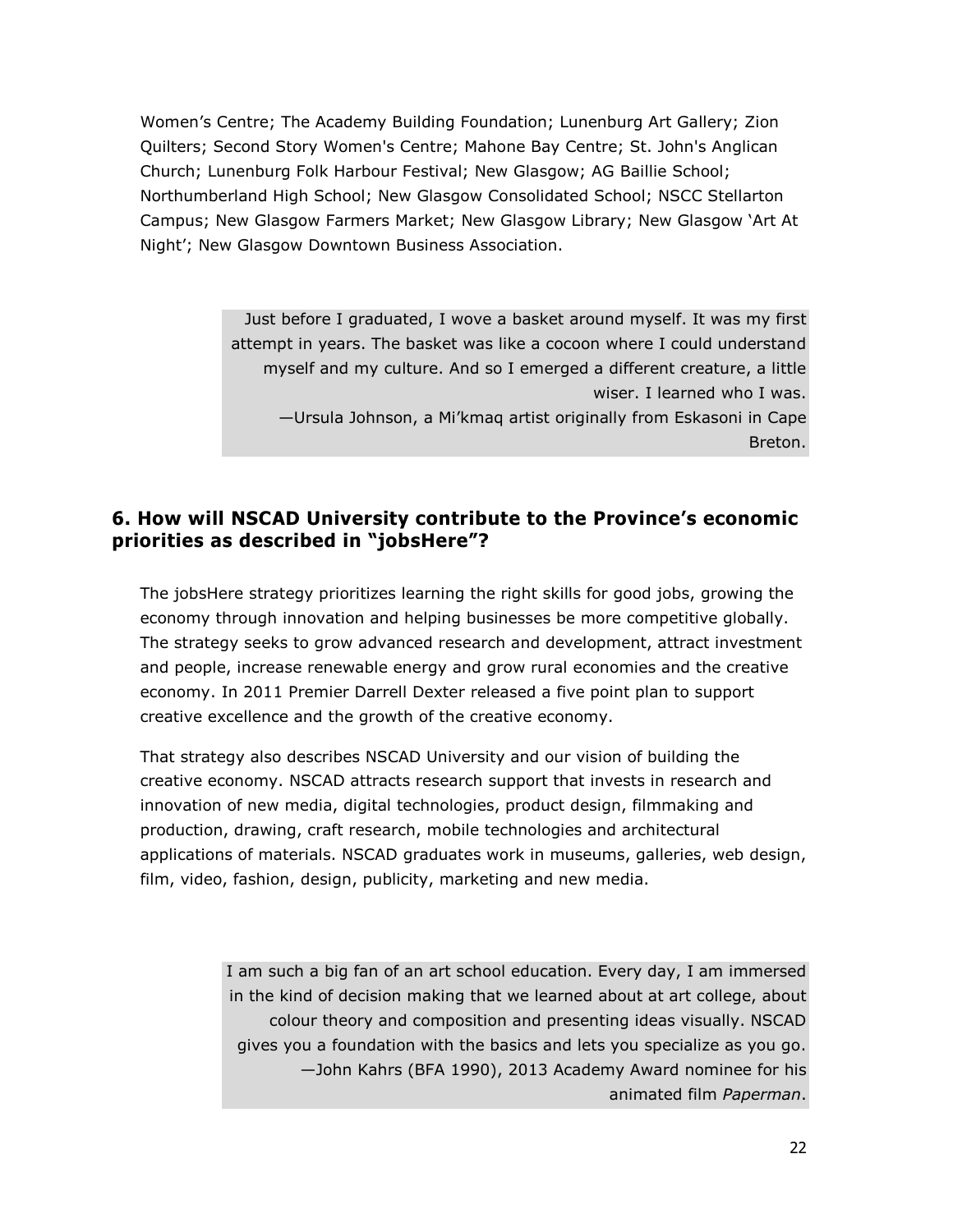Women's Centre; The Academy Building Foundation; Lunenburg Art Gallery; Zion Quilters; Second Story Women's Centre; Mahone Bay Centre; St. John's Anglican Church; Lunenburg Folk Harbour Festival; New Glasgow; AG Baillie School; Northumberland High School; New Glasgow Consolidated School; NSCC Stellarton Campus; New Glasgow Farmers Market; New Glasgow Library; New Glasgow 'Art At Night'; New Glasgow Downtown Business Association.

> Just before I graduated, I wove a basket around myself. It was my first attempt in years. The basket was like a cocoon where I could understand myself and my culture. And so I emerged a different creature, a little wiser. I learned who I was.
> —Ursula Johnson, a Mi'kmaq artist originally from Eskasoni in Cape Breton.

## 6. How will NSCAD University contribute to the Province's economic priorities as described in "jobsHere"?

The jobsHere strategy prioritizes learning the right skills for good jobs, growing the economy through innovation and helping businesses be more competitive globally. The strategy seeks to grow advanced research and development, attract investment and people, increase renewable energy and grow rural economies and the creative economy. In 2011 Premier Darrell Dexter released a five point plan to support creative excellence and the growth of the creative economy.

That strategy also describes NSCAD University and our vision of building the creative economy. NSCAD attracts research support that invests in research and innovation of new media, digital technologies, product design, filmmaking and production, drawing, craft research, mobile technologies and architectural applications of materials. NSCAD graduates work in museums, galleries, web design, film, video, fashion, design, publicity, marketing and new media.

> I am such a big fan of an art school education. Every day, I am immersed in the kind of decision making that we learned about at art college, about colour theory and composition and presenting ideas visually. NSCAD gives you a foundation with the basics and lets you specialize as you go.
> —John Kahrs (BFA 1990), 2013 Academy Award nominee for his animated film *Paperman*.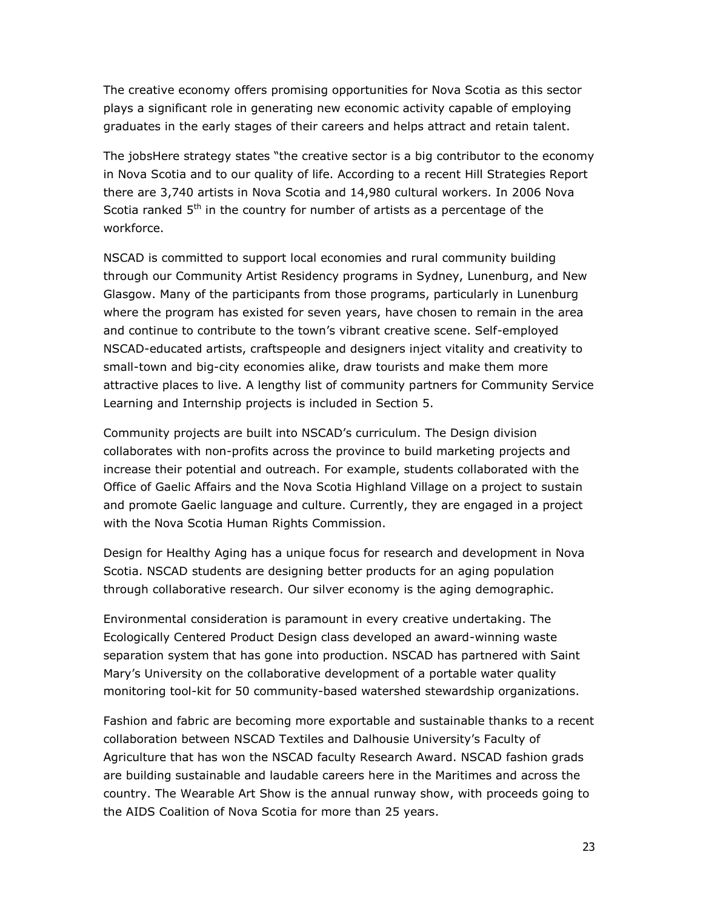The creative economy offers promising opportunities for Nova Scotia as this sector plays a significant role in generating new economic activity capable of employing graduates in the early stages of their careers and helps attract and retain talent.

The jobsHere strategy states "the creative sector is a big contributor to the economy in Nova Scotia and to our quality of life. According to a recent Hill Strategies Report there are 3,740 artists in Nova Scotia and 14,980 cultural workers. In 2006 Nova Scotia ranked 5th in the country for number of artists as a percentage of the workforce.

NSCAD is committed to support local economies and rural community building through our Community Artist Residency programs in Sydney, Lunenburg, and New Glasgow. Many of the participants from those programs, particularly in Lunenburg where the program has existed for seven years, have chosen to remain in the area and continue to contribute to the town's vibrant creative scene. Self-employed NSCAD-educated artists, craftspeople and designers inject vitality and creativity to small-town and big-city economies alike, draw tourists and make them more attractive places to live. A lengthy list of community partners for Community Service Learning and Internship projects is included in Section 5.

Community projects are built into NSCAD's curriculum. The Design division collaborates with non-profits across the province to build marketing projects and increase their potential and outreach. For example, students collaborated with the Office of Gaelic Affairs and the Nova Scotia Highland Village on a project to sustain and promote Gaelic language and culture. Currently, they are engaged in a project with the Nova Scotia Human Rights Commission.

Design for Healthy Aging has a unique focus for research and development in Nova Scotia. NSCAD students are designing better products for an aging population through collaborative research. Our silver economy is the aging demographic.

Environmental consideration is paramount in every creative undertaking. The Ecologically Centered Product Design class developed an award-winning waste separation system that has gone into production. NSCAD has partnered with Saint Mary's University on the collaborative development of a portable water quality monitoring tool-kit for 50 community-based watershed stewardship organizations.

Fashion and fabric are becoming more exportable and sustainable thanks to a recent collaboration between NSCAD Textiles and Dalhousie University's Faculty of Agriculture that has won the NSCAD faculty Research Award. NSCAD fashion grads are building sustainable and laudable careers here in the Maritimes and across the country. The Wearable Art Show is the annual runway show, with proceeds going to the AIDS Coalition of Nova Scotia for more than 25 years.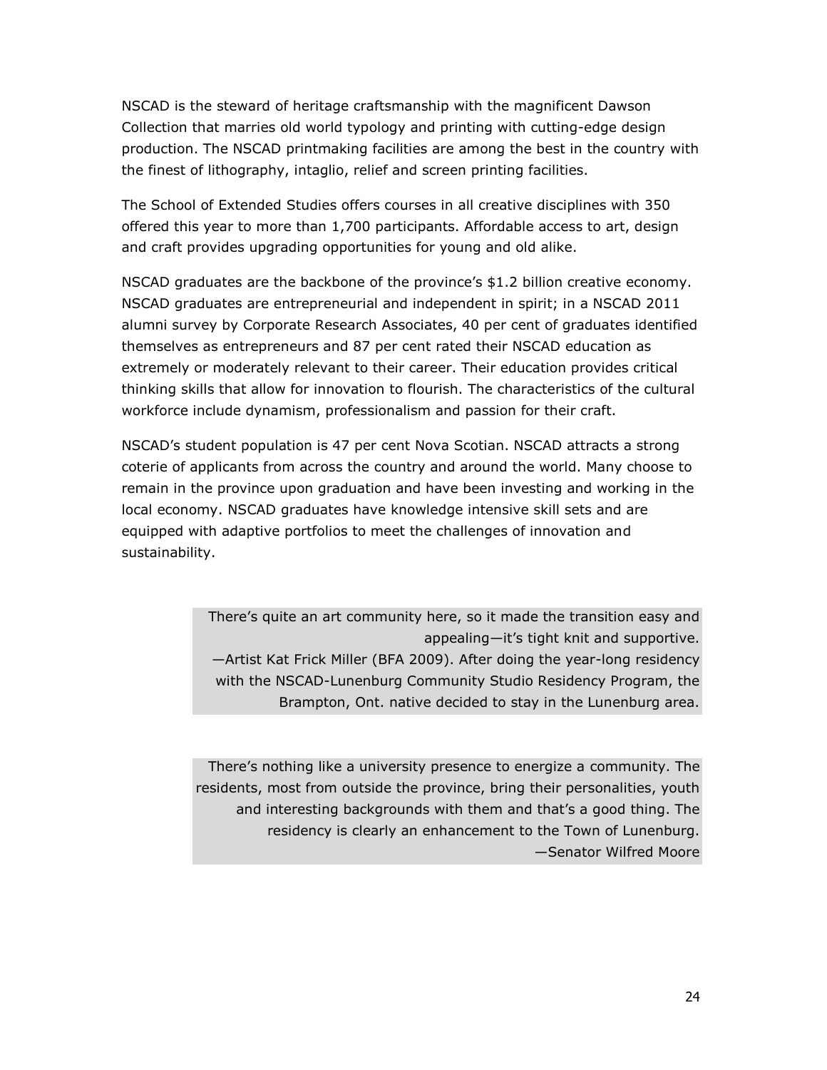NSCAD is the steward of heritage craftsmanship with the magnificent Dawson Collection that marries old world typology and printing with cutting-edge design production. The NSCAD printmaking facilities are among the best in the country with the finest of lithography, intaglio, relief and screen printing facilities.

The School of Extended Studies offers courses in all creative disciplines with 350 offered this year to more than 1,700 participants. Affordable access to art, design and craft provides upgrading opportunities for young and old alike.

NSCAD graduates are the backbone of the province's $1.2 billion creative economy. NSCAD graduates are entrepreneurial and independent in spirit; in a NSCAD 2011 alumni survey by Corporate Research Associates, 40 per cent of graduates identified themselves as entrepreneurs and 87 per cent rated their NSCAD education as extremely or moderately relevant to their career. Their education provides critical thinking skills that allow for innovation to flourish. The characteristics of the cultural workforce include dynamism, professionalism and passion for their craft.

NSCAD's student population is 47 per cent Nova Scotian. NSCAD attracts a strong coterie of applicants from across the country and around the world. Many choose to remain in the province upon graduation and have been investing and working in the local economy. NSCAD graduates have knowledge intensive skill sets and are equipped with adaptive portfolios to meet the challenges of innovation and sustainability.

> There's quite an art community here, so it made the transition easy and appealing—it's tight knit and supportive.
> —Artist Kat Frick Miller (BFA 2009). After doing the year-long residency with the NSCAD-Lunenburg Community Studio Residency Program, the Brampton, Ont. native decided to stay in the Lunenburg area.

> There's nothing like a university presence to energize a community. The residents, most from outside the province, bring their personalities, youth and interesting backgrounds with them and that's a good thing. The residency is clearly an enhancement to the Town of Lunenburg.
> —Senator Wilfred Moore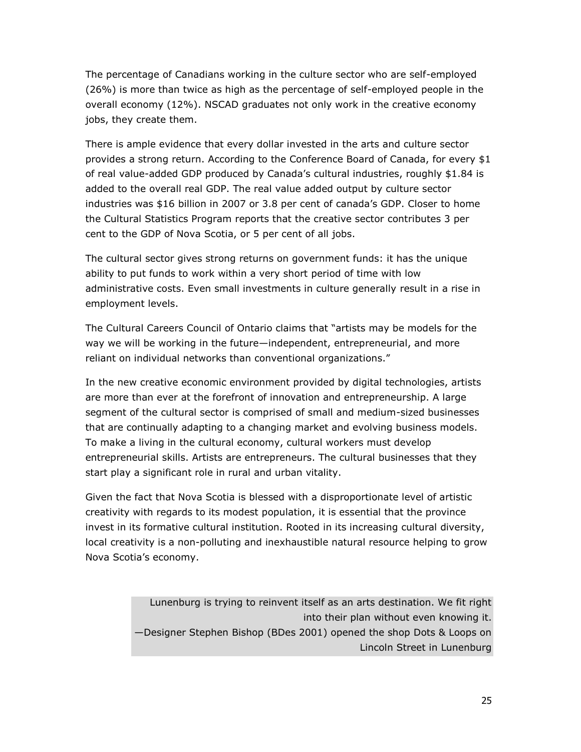The percentage of Canadians working in the culture sector who are self-employed (26%) is more than twice as high as the percentage of self-employed people in the overall economy (12%). NSCAD graduates not only work in the creative economy jobs, they create them.

There is ample evidence that every dollar invested in the arts and culture sector provides a strong return. According to the Conference Board of Canada, for every $1 of real value-added GDP produced by Canada's cultural industries, roughly $1.84 is added to the overall real GDP. The real value added output by culture sector industries was $16 billion in 2007 or 3.8 per cent of canada's GDP. Closer to home the Cultural Statistics Program reports that the creative sector contributes 3 per cent to the GDP of Nova Scotia, or 5 per cent of all jobs.

The cultural sector gives strong returns on government funds: it has the unique ability to put funds to work within a very short period of time with low administrative costs. Even small investments in culture generally result in a rise in employment levels.

The Cultural Careers Council of Ontario claims that "artists may be models for the way we will be working in the future—independent, entrepreneurial, and more reliant on individual networks than conventional organizations."

In the new creative economic environment provided by digital technologies, artists are more than ever at the forefront of innovation and entrepreneurship. A large segment of the cultural sector is comprised of small and medium-sized businesses that are continually adapting to a changing market and evolving business models. To make a living in the cultural economy, cultural workers must develop entrepreneurial skills. Artists are entrepreneurs. The cultural businesses that they start play a significant role in rural and urban vitality.

Given the fact that Nova Scotia is blessed with a disproportionate level of artistic creativity with regards to its modest population, it is essential that the province invest in its formative cultural institution. Rooted in its increasing cultural diversity, local creativity is a non-polluting and inexhaustible natural resource helping to grow Nova Scotia's economy.

> Lunenburg is trying to reinvent itself as an arts destination. We fit right into their plan without even knowing it.
> —Designer Stephen Bishop (BDes 2001) opened the shop Dots & Loops on Lincoln Street in Lunenburg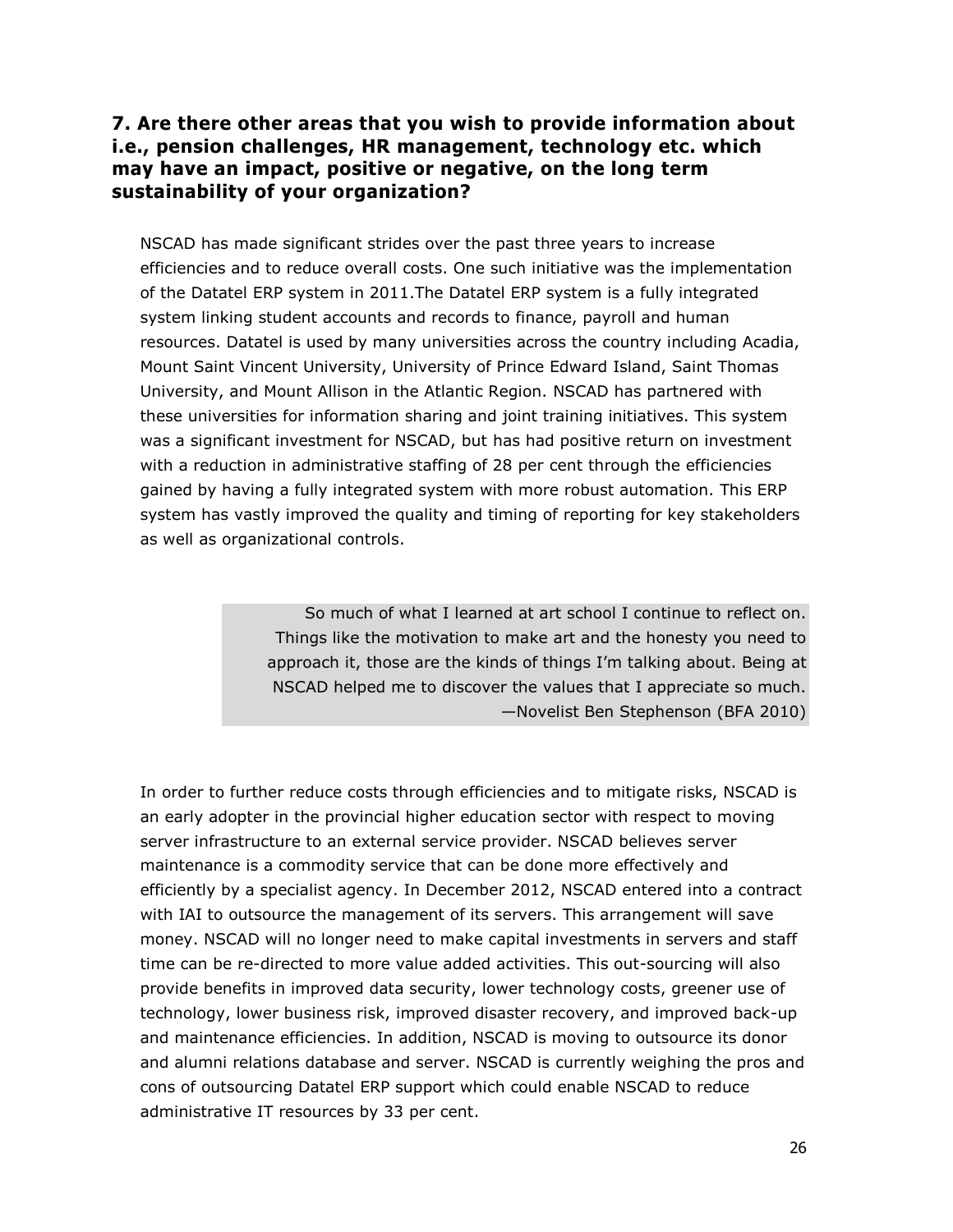### 7. Are there other areas that you wish to provide information about i.e., pension challenges, HR management, technology etc. which may have an impact, positive or negative, on the long term sustainability of your organization?

NSCAD has made significant strides over the past three years to increase efficiencies and to reduce overall costs. One such initiative was the implementation of the Datatel ERP system in 2011.The Datatel ERP system is a fully integrated system linking student accounts and records to finance, payroll and human resources. Datatel is used by many universities across the country including Acadia, Mount Saint Vincent University, University of Prince Edward Island, Saint Thomas University, and Mount Allison in the Atlantic Region. NSCAD has partnered with these universities for information sharing and joint training initiatives. This system was a significant investment for NSCAD, but has had positive return on investment with a reduction in administrative staffing of 28 per cent through the efficiencies gained by having a fully integrated system with more robust automation. This ERP system has vastly improved the quality and timing of reporting for key stakeholders as well as organizational controls.

> So much of what I learned at art school I continue to reflect on. Things like the motivation to make art and the honesty you need to approach it, those are the kinds of things I'm talking about. Being at NSCAD helped me to discover the values that I appreciate so much.
> —Novelist Ben Stephenson (BFA 2010)

In order to further reduce costs through efficiencies and to mitigate risks, NSCAD is an early adopter in the provincial higher education sector with respect to moving server infrastructure to an external service provider. NSCAD believes server maintenance is a commodity service that can be done more effectively and efficiently by a specialist agency. In December 2012, NSCAD entered into a contract with IAI to outsource the management of its servers. This arrangement will save money. NSCAD will no longer need to make capital investments in servers and staff time can be re-directed to more value added activities. This out-sourcing will also provide benefits in improved data security, lower technology costs, greener use of technology, lower business risk, improved disaster recovery, and improved back-up and maintenance efficiencies. In addition, NSCAD is moving to outsource its donor and alumni relations database and server. NSCAD is currently weighing the pros and cons of outsourcing Datatel ERP support which could enable NSCAD to reduce administrative IT resources by 33 per cent.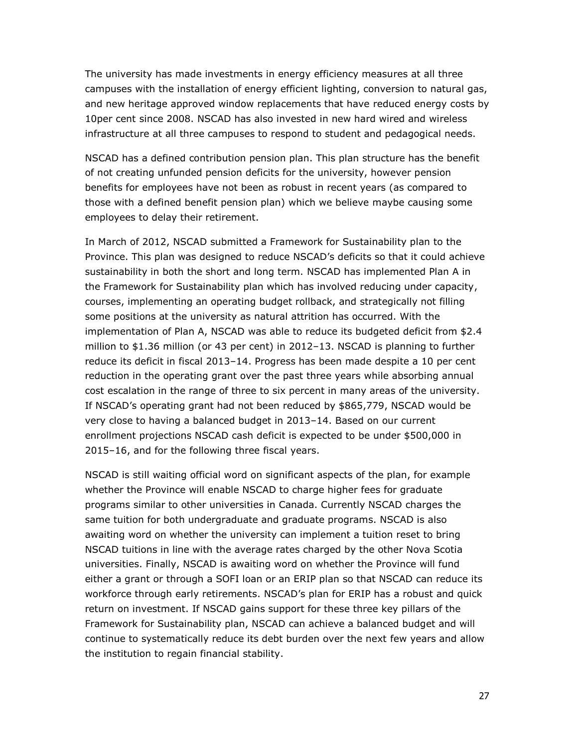The university has made investments in energy efficiency measures at all three campuses with the installation of energy efficient lighting, conversion to natural gas, and new heritage approved window replacements that have reduced energy costs by 10per cent since 2008. NSCAD has also invested in new hard wired and wireless infrastructure at all three campuses to respond to student and pedagogical needs.

NSCAD has a defined contribution pension plan. This plan structure has the benefit of not creating unfunded pension deficits for the university, however pension benefits for employees have not been as robust in recent years (as compared to those with a defined benefit pension plan) which we believe maybe causing some employees to delay their retirement.

In March of 2012, NSCAD submitted a Framework for Sustainability plan to the Province. This plan was designed to reduce NSCAD's deficits so that it could achieve sustainability in both the short and long term. NSCAD has implemented Plan A in the Framework for Sustainability plan which has involved reducing under capacity, courses, implementing an operating budget rollback, and strategically not filling some positions at the university as natural attrition has occurred. With the implementation of Plan A, NSCAD was able to reduce its budgeted deficit from $2.4 million to $1.36 million (or 43 per cent) in 2012–13. NSCAD is planning to further reduce its deficit in fiscal 2013–14. Progress has been made despite a 10 per cent reduction in the operating grant over the past three years while absorbing annual cost escalation in the range of three to six percent in many areas of the university. If NSCAD's operating grant had not been reduced by $865,779, NSCAD would be very close to having a balanced budget in 2013–14. Based on our current enrollment projections NSCAD cash deficit is expected to be under $500,000 in 2015–16, and for the following three fiscal years.

NSCAD is still waiting official word on significant aspects of the plan, for example whether the Province will enable NSCAD to charge higher fees for graduate programs similar to other universities in Canada. Currently NSCAD charges the same tuition for both undergraduate and graduate programs. NSCAD is also awaiting word on whether the university can implement a tuition reset to bring NSCAD tuitions in line with the average rates charged by the other Nova Scotia universities. Finally, NSCAD is awaiting word on whether the Province will fund either a grant or through a SOFI loan or an ERIP plan so that NSCAD can reduce its workforce through early retirements. NSCAD's plan for ERIP has a robust and quick return on investment. If NSCAD gains support for these three key pillars of the Framework for Sustainability plan, NSCAD can achieve a balanced budget and will continue to systematically reduce its debt burden over the next few years and allow the institution to regain financial stability.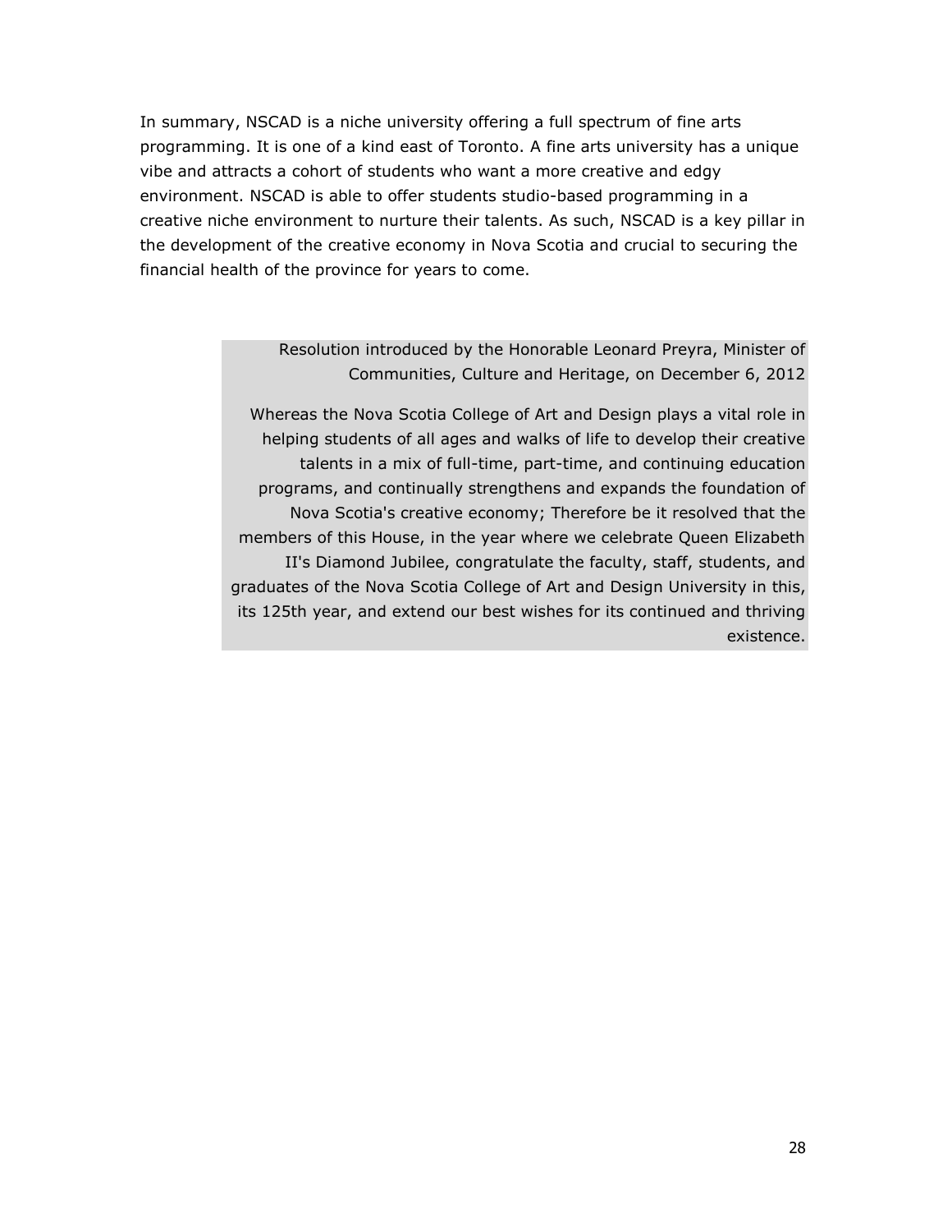In summary, NSCAD is a niche university offering a full spectrum of fine arts programming. It is one of a kind east of Toronto. A fine arts university has a unique vibe and attracts a cohort of students who want a more creative and edgy environment. NSCAD is able to offer students studio-based programming in a creative niche environment to nurture their talents. As such, NSCAD is a key pillar in the development of the creative economy in Nova Scotia and crucial to securing the financial health of the province for years to come.

> Resolution introduced by the Honorable Leonard Preyra, Minister of Communities, Culture and Heritage, on December 6, 2012
>
> Whereas the Nova Scotia College of Art and Design plays a vital role in helping students of all ages and walks of life to develop their creative talents in a mix of full-time, part-time, and continuing education programs, and continually strengthens and expands the foundation of Nova Scotia's creative economy; Therefore be it resolved that the members of this House, in the year where we celebrate Queen Elizabeth II's Diamond Jubilee, congratulate the faculty, staff, students, and graduates of the Nova Scotia College of Art and Design University in this, its 125th year, and extend our best wishes for its continued and thriving existence.